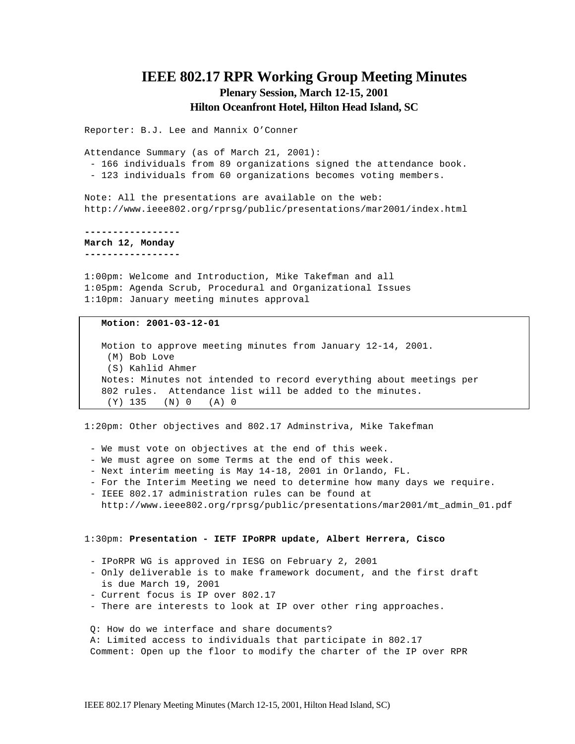# IEEE 802.17 RPR Working Group Meeting Minutes

### Plenary Session, March 12-15, 2001

### Hilton Oceanfront Hotel, Hilton Head Island, SC

Reporter: B.J. Lee and Mannix O'Conner

Attendance Summary (as of March 21, 2001):
- 166 individuals from 89 organizations signed the attendance book.
- 123 individuals from 60 organizations becomes voting members.

Note: All the presentations are available on the web:
http://www.ieee802.org/rprsg/public/presentations/mar2001/index.html

---

**March 12, Monday**

---

1:00pm: Welcome and Introduction, Mike Takefman and all
1:05pm: Agenda Scrub, Procedural and Organizational Issues
1:10pm: January meeting minutes approval

> **Motion: 2001-03-12-01**
>
> Motion to approve meeting minutes from January 12-14, 2001.
> (M) Bob Love
> (S) Kahlid Ahmer
> Notes: Minutes not intended to record everything about meetings per 802 rules. Attendance list will be added to the minutes.
> (Y) 135 (N) 0 (A) 0

1:20pm: Other objectives and 802.17 Adminstriva, Mike Takefman

- We must vote on objectives at the end of this week.
- We must agree on some Terms at the end of this week.
- Next interim meeting is May 14-18, 2001 in Orlando, FL.
- For the Interim Meeting we need to determine how many days we require.
- IEEE 802.17 administration rules can be found at http://www.ieee802.org/rprsg/public/presentations/mar2001/mt_admin_01.pdf

1:30pm: **Presentation - IETF IPoRPR update, Albert Herrera, Cisco**

- IPoRPR WG is approved in IESG on February 2, 2001
- Only deliverable is to make framework document, and the first draft is due March 19, 2001
- Current focus is IP over 802.17
- There are interests to look at IP over other ring approaches.

Q: How do we interface and share documents?
A: Limited access to individuals that participate in 802.17
Comment: Open up the floor to modify the charter of the IP over RPR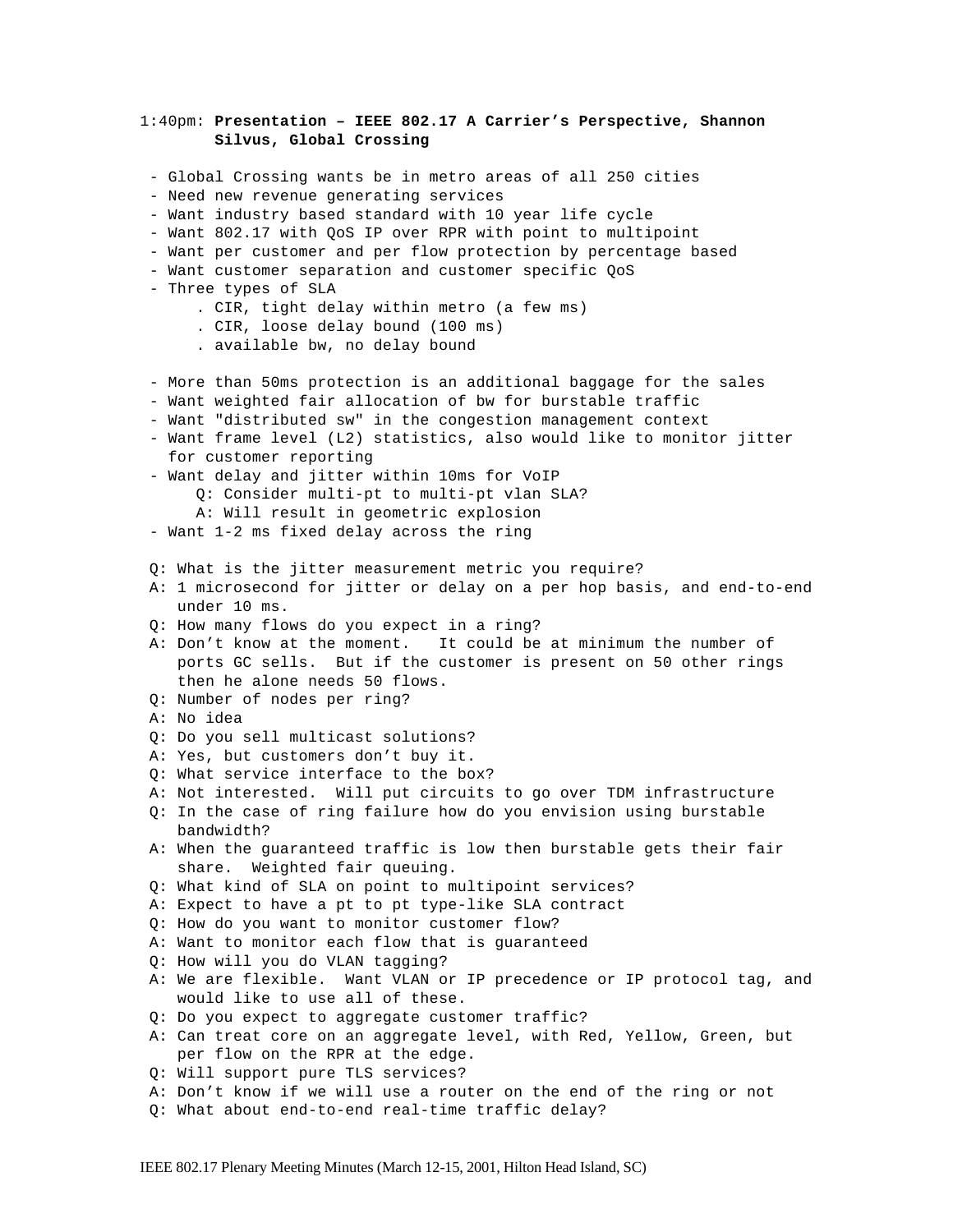1:40pm: **Presentation – IEEE 802.17 A Carrier's Perspective, Shannon Silvus, Global Crossing**

- Global Crossing wants be in metro areas of all 250 cities
- Need new revenue generating services
- Want industry based standard with 10 year life cycle
- Want 802.17 with QoS IP over RPR with point to multipoint
- Want per customer and per flow protection by percentage based
- Want customer separation and customer specific QoS
- Three types of SLA
  - . CIR, tight delay within metro (a few ms)
  - . CIR, loose delay bound (100 ms)
  - . available bw, no delay bound
- More than 50ms protection is an additional baggage for the sales
- Want weighted fair allocation of bw for burstable traffic
- Want "distributed sw" in the congestion management context
- Want frame level (L2) statistics, also would like to monitor jitter for customer reporting
- Want delay and jitter within 10ms for VoIP
  - Q: Consider multi-pt to multi-pt vlan SLA?
  - A: Will result in geometric explosion
- Want 1-2 ms fixed delay across the ring

Q: What is the jitter measurement metric you require?
A: 1 microsecond for jitter or delay on a per hop basis, and end-to-end under 10 ms.
Q: How many flows do you expect in a ring?
A: Don't know at the moment. It could be at minimum the number of ports GC sells. But if the customer is present on 50 other rings then he alone needs 50 flows.
Q: Number of nodes per ring?
A: No idea
Q: Do you sell multicast solutions?
A: Yes, but customers don't buy it.
Q: What service interface to the box?
A: Not interested. Will put circuits to go over TDM infrastructure
Q: In the case of ring failure how do you envision using burstable bandwidth?
A: When the guaranteed traffic is low then burstable gets their fair share. Weighted fair queuing.
Q: What kind of SLA on point to multipoint services?
A: Expect to have a pt to pt type-like SLA contract
Q: How do you want to monitor customer flow?
A: Want to monitor each flow that is guaranteed
Q: How will you do VLAN tagging?
A: We are flexible. Want VLAN or IP precedence or IP protocol tag, and would like to use all of these.
Q: Do you expect to aggregate customer traffic?
A: Can treat core on an aggregate level, with Red, Yellow, Green, but per flow on the RPR at the edge.
Q: Will support pure TLS services?
A: Don't know if we will use a router on the end of the ring or not
Q: What about end-to-end real-time traffic delay?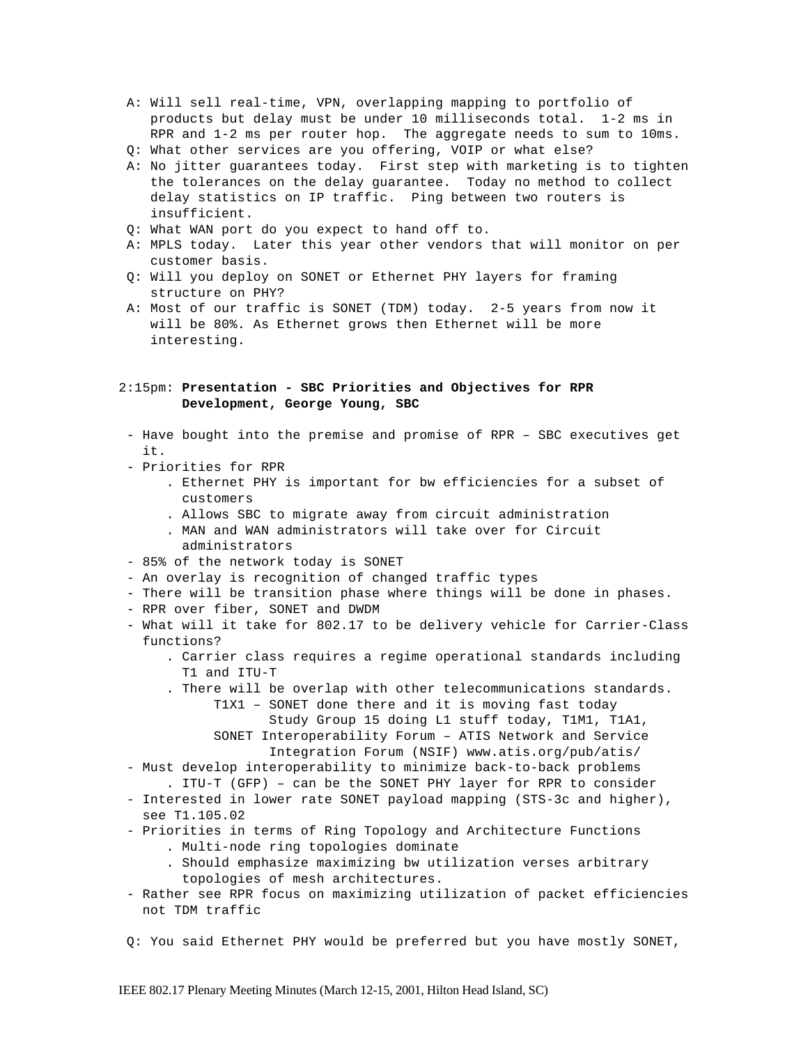A: Will sell real-time, VPN, overlapping mapping to portfolio of products but delay must be under 10 milliseconds total. 1-2 ms in RPR and 1-2 ms per router hop. The aggregate needs to sum to 10ms.

Q: What other services are you offering, VOIP or what else?

A: No jitter guarantees today. First step with marketing is to tighten the tolerances on the delay guarantee. Today no method to collect delay statistics on IP traffic. Ping between two routers is insufficient.

Q: What WAN port do you expect to hand off to.

A: MPLS today. Later this year other vendors that will monitor on per customer basis.

Q: Will you deploy on SONET or Ethernet PHY layers for framing structure on PHY?

A: Most of our traffic is SONET (TDM) today. 2-5 years from now it will be 80%. As Ethernet grows then Ethernet will be more interesting.

2:15pm: **Presentation - SBC Priorities and Objectives for RPR Development, George Young, SBC**

- Have bought into the premise and promise of RPR – SBC executives get it.
- Priorities for RPR
  - . Ethernet PHY is important for bw efficiencies for a subset of customers
  - . Allows SBC to migrate away from circuit administration
  - . MAN and WAN administrators will take over for Circuit administrators
- 85% of the network today is SONET
- An overlay is recognition of changed traffic types
- There will be transition phase where things will be done in phases.
- RPR over fiber, SONET and DWDM
- What will it take for 802.17 to be delivery vehicle for Carrier-Class functions?
  - . Carrier class requires a regime operational standards including T1 and ITU-T
  - . There will be overlap with other telecommunications standards.
    - T1X1 – SONET done there and it is moving fast today
      - Study Group 15 doing L1 stuff today, T1M1, T1A1,
    - SONET Interoperability Forum – ATIS Network and Service
      - Integration Forum (NSIF) www.atis.org/pub/atis/
- Must develop interoperability to minimize back-to-back problems
  - . ITU-T (GFP) – can be the SONET PHY layer for RPR to consider
- Interested in lower rate SONET payload mapping (STS-3c and higher), see T1.105.02
- Priorities in terms of Ring Topology and Architecture Functions
  - . Multi-node ring topologies dominate
  - . Should emphasize maximizing bw utilization verses arbitrary topologies of mesh architectures.
- Rather see RPR focus on maximizing utilization of packet efficiencies not TDM traffic

Q: You said Ethernet PHY would be preferred but you have mostly SONET,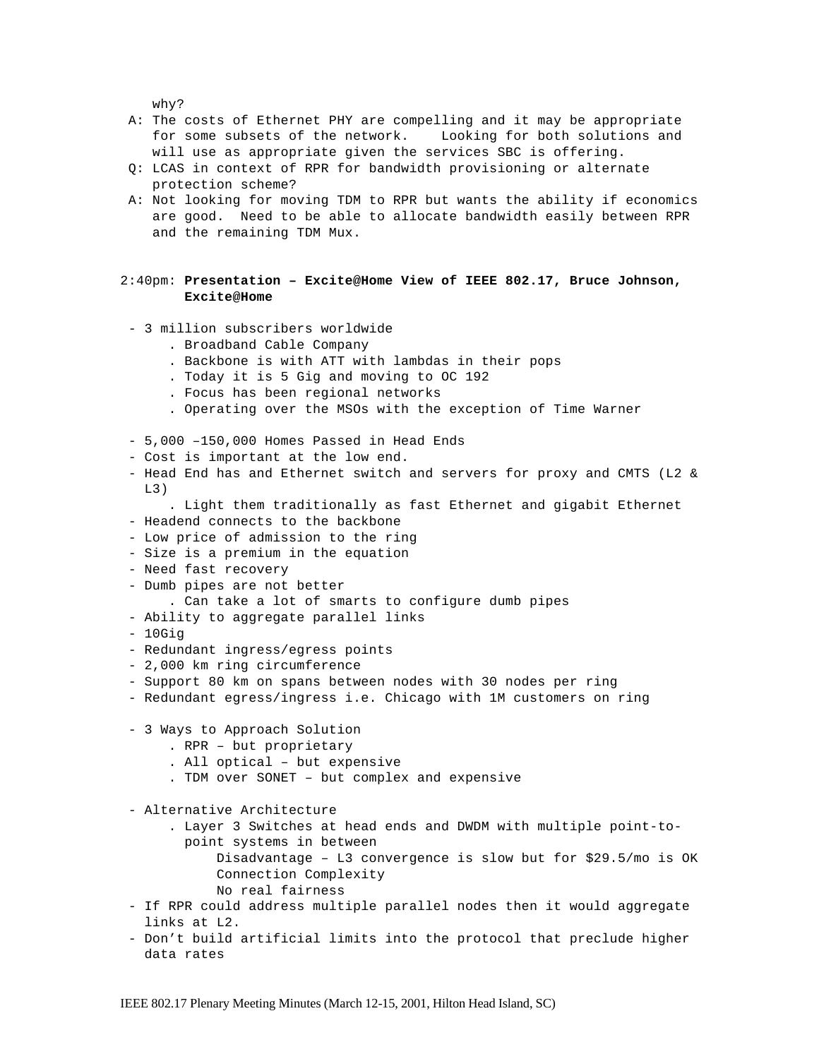why?

A: The costs of Ethernet PHY are compelling and it may be appropriate for some subsets of the network. Looking for both solutions and will use as appropriate given the services SBC is offering.

Q: LCAS in context of RPR for bandwidth provisioning or alternate protection scheme?

A: Not looking for moving TDM to RPR but wants the ability if economics are good. Need to be able to allocate bandwidth easily between RPR and the remaining TDM Mux.

2:40pm: **Presentation – Excite@Home View of IEEE 802.17, Bruce Johnson, Excite@Home**

- 3 million subscribers worldwide
  - Broadband Cable Company
  - Backbone is with ATT with lambdas in their pops
  - Today it is 5 Gig and moving to OC 192
  - Focus has been regional networks
  - Operating over the MSOs with the exception of Time Warner
- 5,000 –150,000 Homes Passed in Head Ends
- Cost is important at the low end.
- Head End has and Ethernet switch and servers for proxy and CMTS (L2 & L3)
  - Light them traditionally as fast Ethernet and gigabit Ethernet
- Headend connects to the backbone
- Low price of admission to the ring
- Size is a premium in the equation
- Need fast recovery
- Dumb pipes are not better
  - Can take a lot of smarts to configure dumb pipes
- Ability to aggregate parallel links
- 10Gig
- Redundant ingress/egress points
- 2,000 km ring circumference
- Support 80 km on spans between nodes with 30 nodes per ring
- Redundant egress/ingress i.e. Chicago with 1M customers on ring
- 3 Ways to Approach Solution
  - RPR – but proprietary
  - All optical – but expensive
  - TDM over SONET – but complex and expensive
- Alternative Architecture
  - Layer 3 Switches at head ends and DWDM with multiple point-to-point systems in between
    - Disadvantage – L3 convergence is slow but for $29.5/mo is OK
    - Connection Complexity
    - No real fairness
- If RPR could address multiple parallel nodes then it would aggregate links at L2.
- Don't build artificial limits into the protocol that preclude higher data rates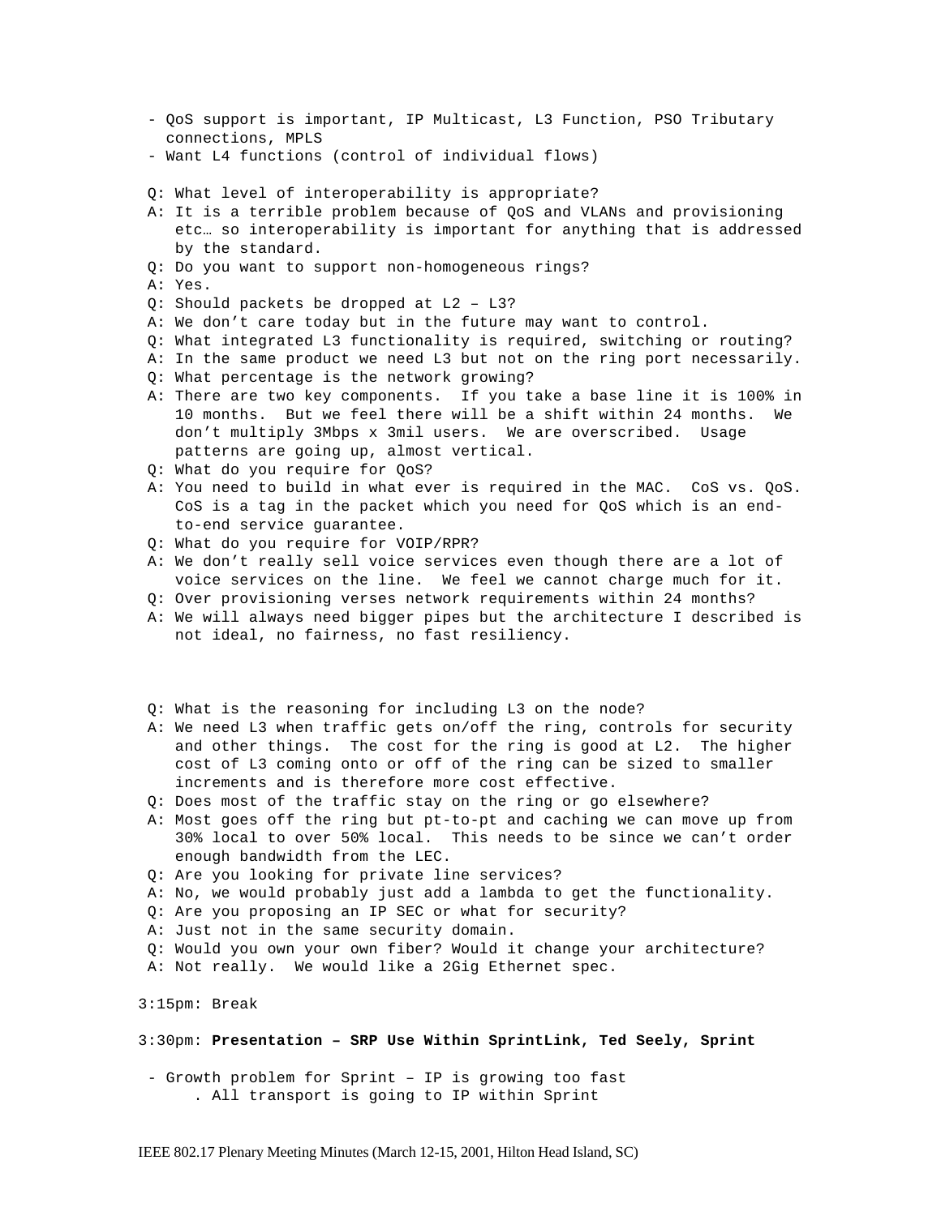- QoS support is important, IP Multicast, L3 Function, PSO Tributary connections, MPLS
- Want L4 functions (control of individual flows)

Q: What level of interoperability is appropriate?
A: It is a terrible problem because of QoS and VLANs and provisioning etc… so interoperability is important for anything that is addressed by the standard.
Q: Do you want to support non-homogeneous rings?
A: Yes.
Q: Should packets be dropped at L2 – L3?
A: We don't care today but in the future may want to control.
Q: What integrated L3 functionality is required, switching or routing?
A: In the same product we need L3 but not on the ring port necessarily.
Q: What percentage is the network growing?
A: There are two key components. If you take a base line it is 100% in 10 months. But we feel there will be a shift within 24 months. We don't multiply 3Mbps x 3mil users. We are overscribed. Usage patterns are going up, almost vertical.
Q: What do you require for QoS?
A: You need to build in what ever is required in the MAC. CoS vs. QoS. CoS is a tag in the packet which you need for QoS which is an end-to-end service guarantee.
Q: What do you require for VOIP/RPR?
A: We don't really sell voice services even though there are a lot of voice services on the line. We feel we cannot charge much for it.
Q: Over provisioning verses network requirements within 24 months?
A: We will always need bigger pipes but the architecture I described is not ideal, no fairness, no fast resiliency.

Q: What is the reasoning for including L3 on the node?
A: We need L3 when traffic gets on/off the ring, controls for security and other things. The cost for the ring is good at L2. The higher cost of L3 coming onto or off of the ring can be sized to smaller increments and is therefore more cost effective.
Q: Does most of the traffic stay on the ring or go elsewhere?
A: Most goes off the ring but pt-to-pt and caching we can move up from 30% local to over 50% local. This needs to be since we can't order enough bandwidth from the LEC.
Q: Are you looking for private line services?
A: No, we would probably just add a lambda to get the functionality.
Q: Are you proposing an IP SEC or what for security?
A: Just not in the same security domain.
Q: Would you own your own fiber? Would it change your architecture?
A: Not really. We would like a 2Gig Ethernet spec.

3:15pm: Break

3:30pm: **Presentation – SRP Use Within SprintLink, Ted Seely, Sprint**

- Growth problem for Sprint – IP is growing too fast
  - All transport is going to IP within Sprint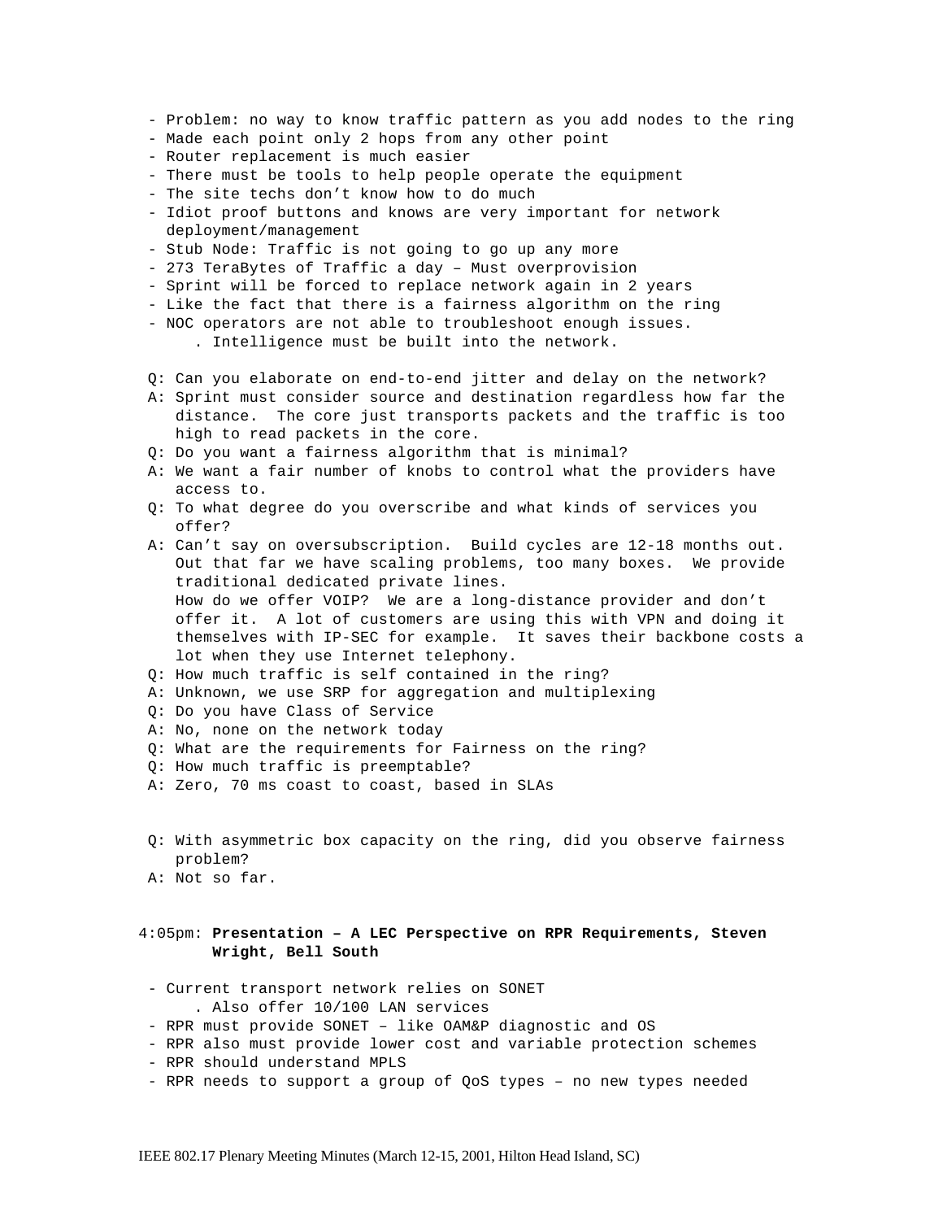- Problem: no way to know traffic pattern as you add nodes to the ring
- Made each point only 2 hops from any other point
- Router replacement is much easier
- There must be tools to help people operate the equipment
- The site techs don't know how to do much
- Idiot proof buttons and knows are very important for network deployment/management
- Stub Node: Traffic is not going to go up any more
- 273 TeraBytes of Traffic a day – Must overprovision
- Sprint will be forced to replace network again in 2 years
- Like the fact that there is a fairness algorithm on the ring
- NOC operators are not able to troubleshoot enough issues.
  - . Intelligence must be built into the network.

Q: Can you elaborate on end-to-end jitter and delay on the network?
A: Sprint must consider source and destination regardless how far the distance. The core just transports packets and the traffic is too high to read packets in the core.
Q: Do you want a fairness algorithm that is minimal?
A: We want a fair number of knobs to control what the providers have access to.
Q: To what degree do you overscribe and what kinds of services you offer?
A: Can't say on oversubscription. Build cycles are 12-18 months out. Out that far we have scaling problems, too many boxes. We provide traditional dedicated private lines.
How do we offer VOIP? We are a long-distance provider and don't offer it. A lot of customers are using this with VPN and doing it themselves with IP-SEC for example. It saves their backbone costs a lot when they use Internet telephony.
Q: How much traffic is self contained in the ring?
A: Unknown, we use SRP for aggregation and multiplexing
Q: Do you have Class of Service
A: No, none on the network today
Q: What are the requirements for Fairness on the ring?
Q: How much traffic is preemptable?
A: Zero, 70 ms coast to coast, based in SLAs

Q: With asymmetric box capacity on the ring, did you observe fairness problem?
A: Not so far.

4:05pm: **Presentation – A LEC Perspective on RPR Requirements, Steven Wright, Bell South**

- Current transport network relies on SONET
  - . Also offer 10/100 LAN services
- RPR must provide SONET – like OAM&P diagnostic and OS
- RPR also must provide lower cost and variable protection schemes
- RPR should understand MPLS
- RPR needs to support a group of QoS types – no new types needed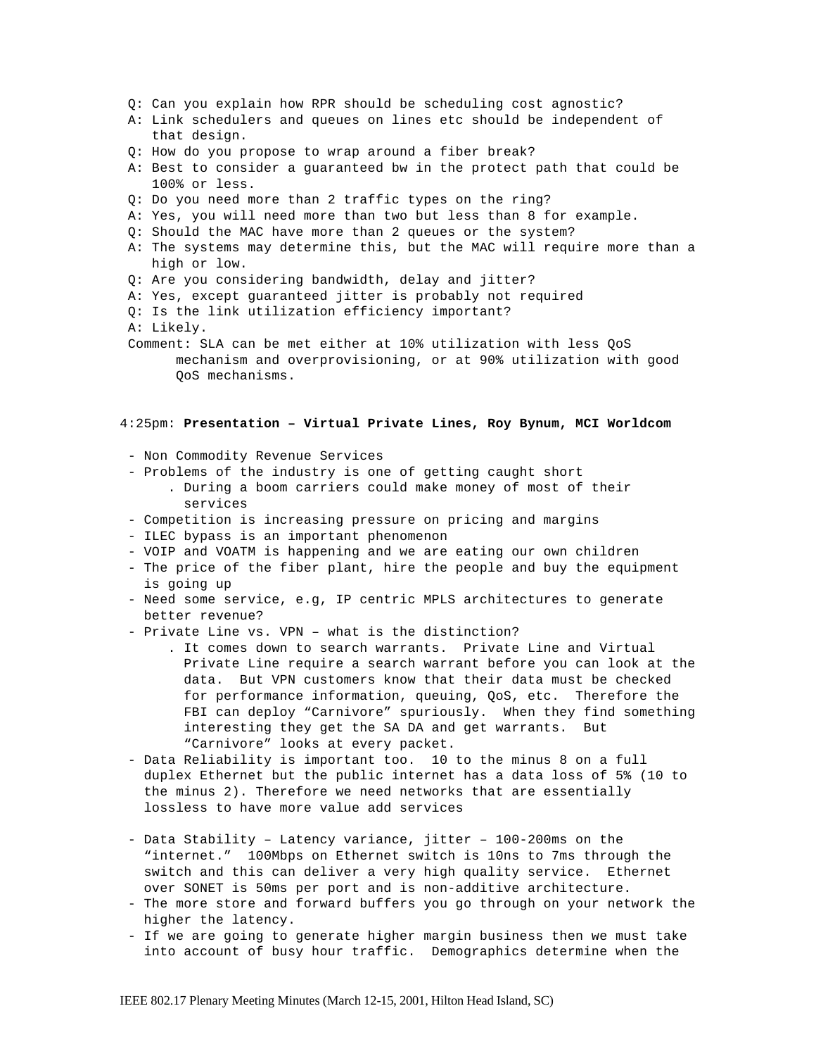Q: Can you explain how RPR should be scheduling cost agnostic?

A: Link schedulers and queues on lines etc should be independent of that design.

Q: How do you propose to wrap around a fiber break?

A: Best to consider a guaranteed bw in the protect path that could be 100% or less.

Q: Do you need more than 2 traffic types on the ring?

A: Yes, you will need more than two but less than 8 for example.

Q: Should the MAC have more than 2 queues or the system?

A: The systems may determine this, but the MAC will require more than a high or low.

Q: Are you considering bandwidth, delay and jitter?

A: Yes, except guaranteed jitter is probably not required

Q: Is the link utilization efficiency important?

A: Likely.

Comment: SLA can be met either at 10% utilization with less QoS mechanism and overprovisioning, or at 90% utilization with good QoS mechanisms.

4:25pm: **Presentation – Virtual Private Lines, Roy Bynum, MCI Worldcom**

- Non Commodity Revenue Services
- Problems of the industry is one of getting caught short
  - . During a boom carriers could make money of most of their services
- Competition is increasing pressure on pricing and margins
- ILEC bypass is an important phenomenon
- VOIP and VOATM is happening and we are eating our own children
- The price of the fiber plant, hire the people and buy the equipment is going up
- Need some service, e.g, IP centric MPLS architectures to generate better revenue?
- Private Line vs. VPN – what is the distinction?
  - . It comes down to search warrants. Private Line and Virtual Private Line require a search warrant before you can look at the data. But VPN customers know that their data must be checked for performance information, queuing, QoS, etc. Therefore the FBI can deploy "Carnivore" spuriously. When they find something interesting they get the SA DA and get warrants. But "Carnivore" looks at every packet.
- Data Reliability is important too. 10 to the minus 8 on a full duplex Ethernet but the public internet has a data loss of 5% (10 to the minus 2). Therefore we need networks that are essentially lossless to have more value add services
- Data Stability – Latency variance, jitter – 100-200ms on the "internet." 100Mbps on Ethernet switch is 10ns to 7ms through the switch and this can deliver a very high quality service. Ethernet over SONET is 50ms per port and is non-additive architecture.
- The more store and forward buffers you go through on your network the higher the latency.
- If we are going to generate higher margin business then we must take into account of busy hour traffic. Demographics determine when the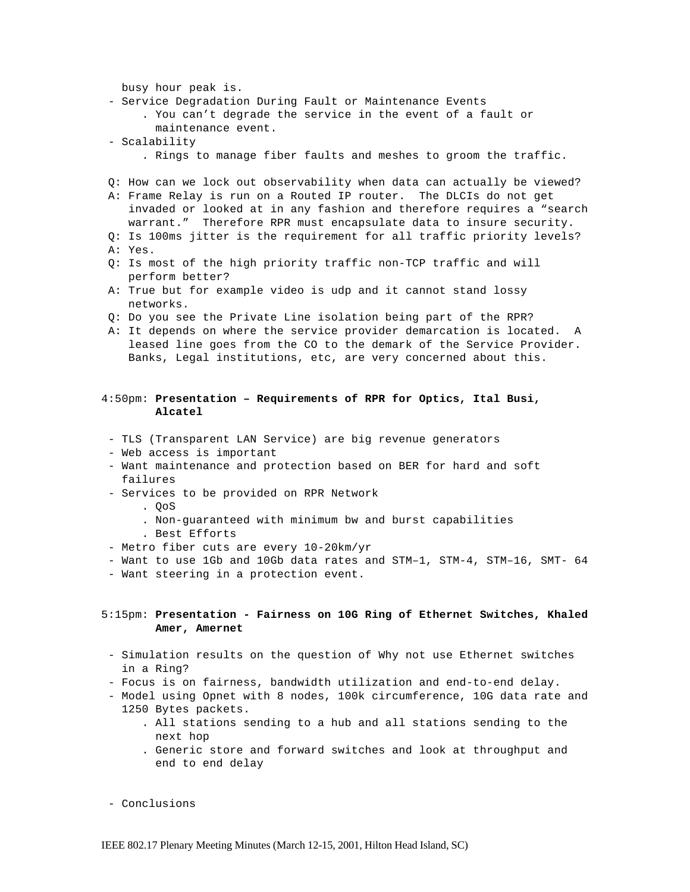busy hour peak is.

- Service Degradation During Fault or Maintenance Events
  - You can't degrade the service in the event of a fault or maintenance event.
- Scalability
  - Rings to manage fiber faults and meshes to groom the traffic.

Q: How can we lock out observability when data can actually be viewed?
A: Frame Relay is run on a Routed IP router. The DLCIs do not get invaded or looked at in any fashion and therefore requires a "search warrant." Therefore RPR must encapsulate data to insure security.
Q: Is 100ms jitter is the requirement for all traffic priority levels?
A: Yes.
Q: Is most of the high priority traffic non-TCP traffic and will perform better?
A: True but for example video is udp and it cannot stand lossy networks.
Q: Do you see the Private Line isolation being part of the RPR?
A: It depends on where the service provider demarcation is located. A leased line goes from the CO to the demark of the Service Provider. Banks, Legal institutions, etc, are very concerned about this.

4:50pm: **Presentation – Requirements of RPR for Optics, Ital Busi, Alcatel**

- TLS (Transparent LAN Service) are big revenue generators
- Web access is important
- Want maintenance and protection based on BER for hard and soft failures
- Services to be provided on RPR Network
  - QoS
  - Non-guaranteed with minimum bw and burst capabilities
  - Best Efforts
- Metro fiber cuts are every 10-20km/yr
- Want to use 1Gb and 10Gb data rates and STM–1, STM-4, STM–16, SMT- 64
- Want steering in a protection event.

5:15pm: **Presentation - Fairness on 10G Ring of Ethernet Switches, Khaled Amer, Amernet**

- Simulation results on the question of Why not use Ethernet switches in a Ring?
- Focus is on fairness, bandwidth utilization and end-to-end delay.
- Model using Opnet with 8 nodes, 100k circumference, 10G data rate and 1250 Bytes packets.
  - All stations sending to a hub and all stations sending to the next hop
  - Generic store and forward switches and look at throughput and end to end delay

- Conclusions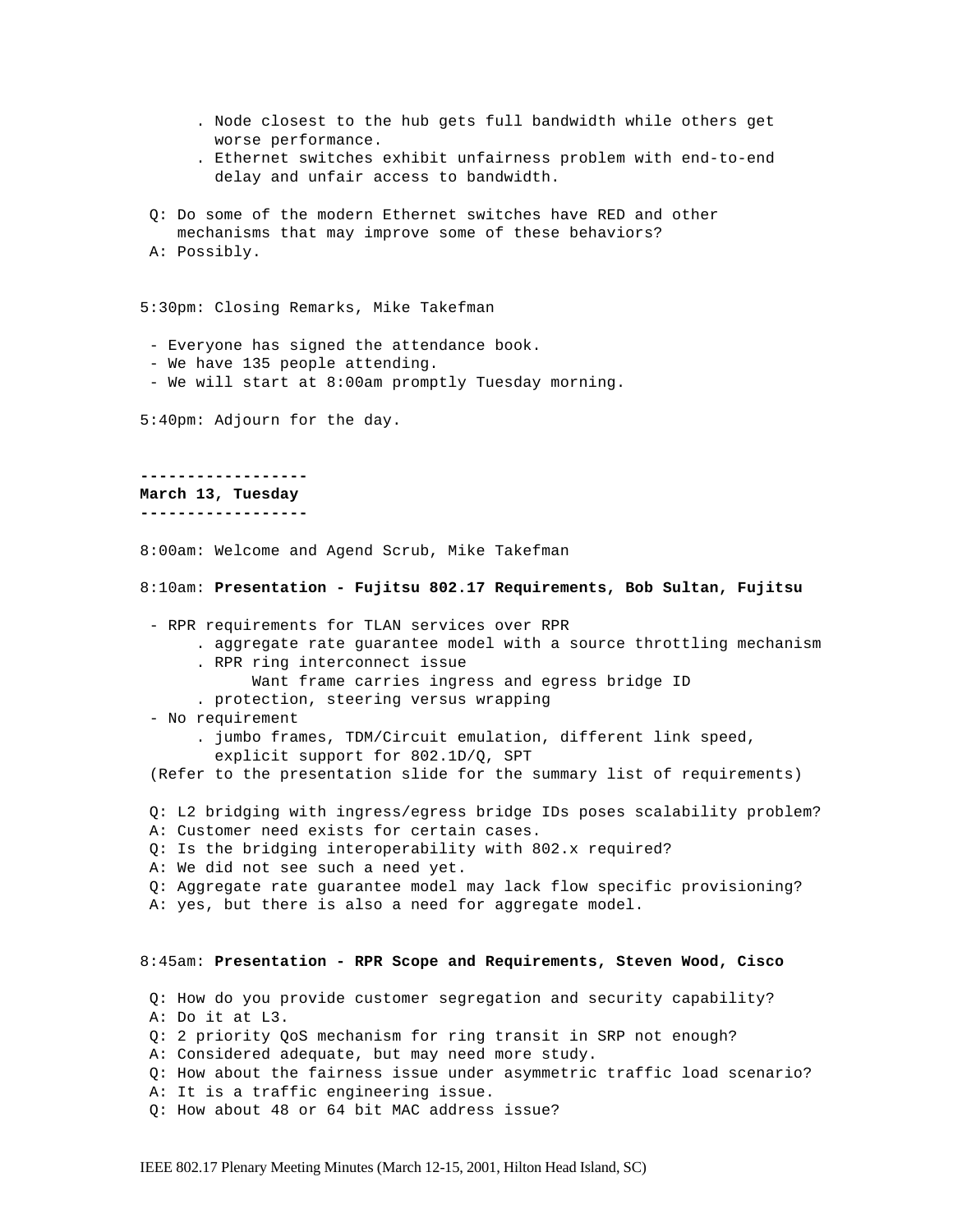. Node closest to the hub gets full bandwidth while others get worse performance.
. Ethernet switches exhibit unfairness problem with end-to-end delay and unfair access to bandwidth.

Q: Do some of the modern Ethernet switches have RED and other mechanisms that may improve some of these behaviors?
A: Possibly.

5:30pm: Closing Remarks, Mike Takefman

- Everyone has signed the attendance book.
- We have 135 people attending.
- We will start at 8:00am promptly Tuesday morning.

5:40pm: Adjourn for the day.

**------------------**
**March 13, Tuesday**
**------------------**

8:00am: Welcome and Agend Scrub, Mike Takefman

8:10am: **Presentation - Fujitsu 802.17 Requirements, Bob Sultan, Fujitsu**

- RPR requirements for TLAN services over RPR
  . aggregate rate guarantee model with a source throttling mechanism
  . RPR ring interconnect issue
    Want frame carries ingress and egress bridge ID
  . protection, steering versus wrapping
- No requirement
  . jumbo frames, TDM/Circuit emulation, different link speed, explicit support for 802.1D/Q, SPT

(Refer to the presentation slide for the summary list of requirements)

Q: L2 bridging with ingress/egress bridge IDs poses scalability problem?
A: Customer need exists for certain cases.
Q: Is the bridging interoperability with 802.x required?
A: We did not see such a need yet.
Q: Aggregate rate guarantee model may lack flow specific provisioning?
A: yes, but there is also a need for aggregate model.

8:45am: **Presentation - RPR Scope and Requirements, Steven Wood, Cisco**

Q: How do you provide customer segregation and security capability?
A: Do it at L3.
Q: 2 priority QoS mechanism for ring transit in SRP not enough?
A: Considered adequate, but may need more study.
Q: How about the fairness issue under asymmetric traffic load scenario?
A: It is a traffic engineering issue.
Q: How about 48 or 64 bit MAC address issue?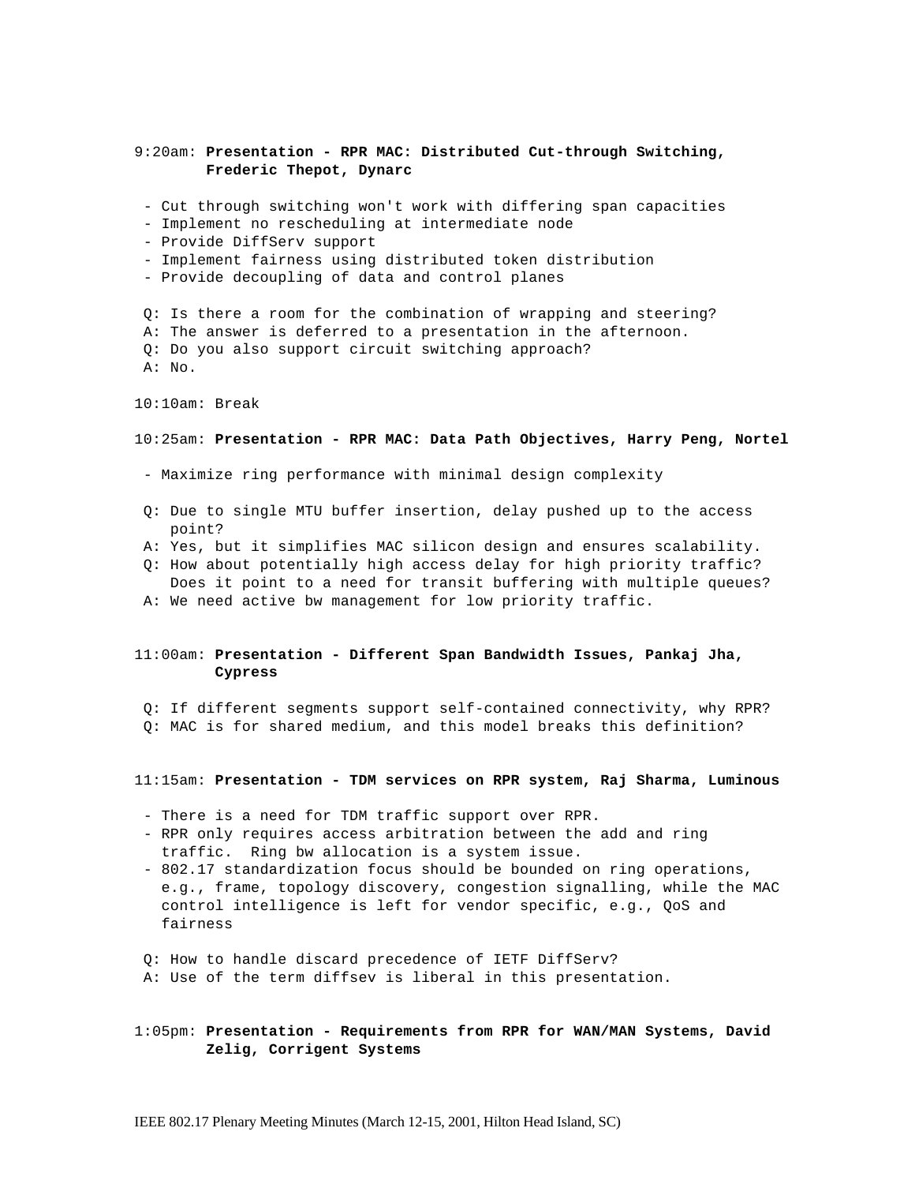9:20am: **Presentation - RPR MAC: Distributed Cut-through Switching, Frederic Thepot, Dynarc**

- Cut through switching won't work with differing span capacities
- Implement no rescheduling at intermediate node
- Provide DiffServ support
- Implement fairness using distributed token distribution
- Provide decoupling of data and control planes

Q: Is there a room for the combination of wrapping and steering?
A: The answer is deferred to a presentation in the afternoon.
Q: Do you also support circuit switching approach?
A: No.

10:10am: Break

10:25am: **Presentation - RPR MAC: Data Path Objectives, Harry Peng, Nortel**

- Maximize ring performance with minimal design complexity

Q: Due to single MTU buffer insertion, delay pushed up to the access point?
A: Yes, but it simplifies MAC silicon design and ensures scalability.
Q: How about potentially high access delay for high priority traffic? Does it point to a need for transit buffering with multiple queues?
A: We need active bw management for low priority traffic.

11:00am: **Presentation - Different Span Bandwidth Issues, Pankaj Jha, Cypress**

Q: If different segments support self-contained connectivity, why RPR?
Q: MAC is for shared medium, and this model breaks this definition?

11:15am: **Presentation - TDM services on RPR system, Raj Sharma, Luminous**

- There is a need for TDM traffic support over RPR.
- RPR only requires access arbitration between the add and ring traffic. Ring bw allocation is a system issue.
- 802.17 standardization focus should be bounded on ring operations, e.g., frame, topology discovery, congestion signalling, while the MAC control intelligence is left for vendor specific, e.g., QoS and fairness

Q: How to handle discard precedence of IETF DiffServ?
A: Use of the term diffsev is liberal in this presentation.

1:05pm: **Presentation - Requirements from RPR for WAN/MAN Systems, David Zelig, Corrigent Systems**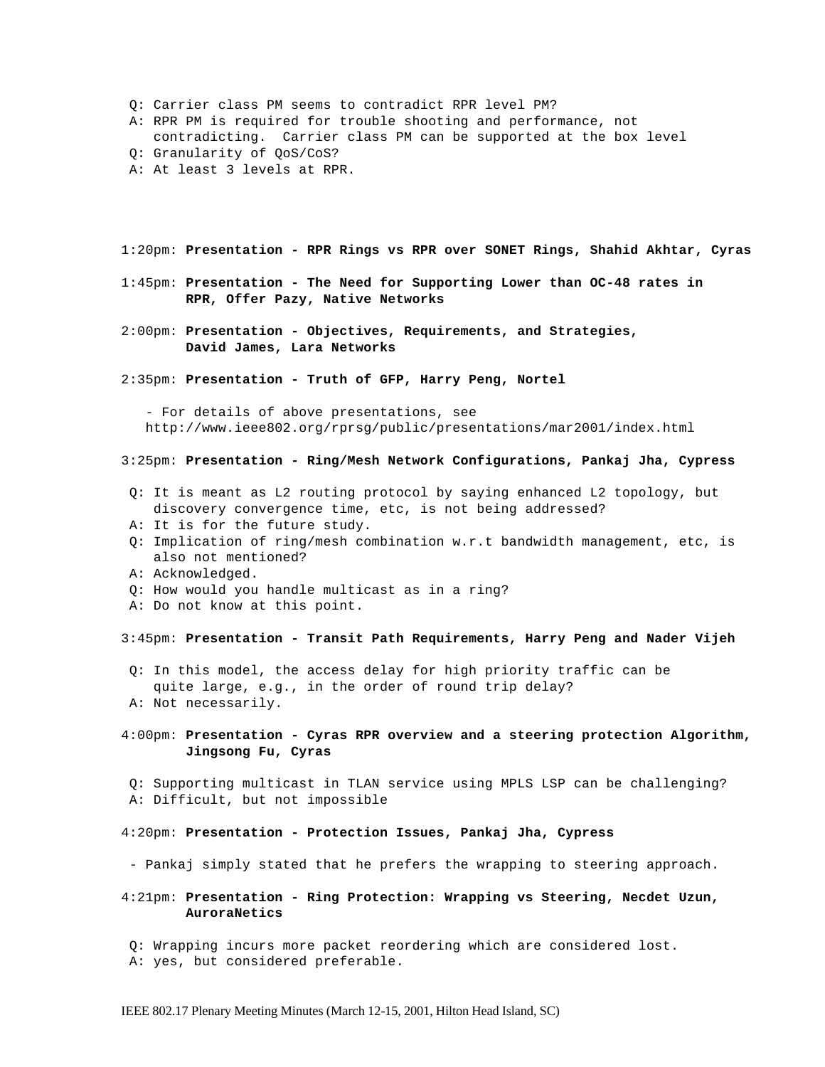- Q: Carrier class PM seems to contradict RPR level PM?
- A: RPR PM is required for trouble shooting and performance, not contradicting. Carrier class PM can be supported at the box level
- Q: Granularity of QoS/CoS?
- A: At least 3 levels at RPR.

1:20pm: **Presentation - RPR Rings vs RPR over SONET Rings, Shahid Akhtar, Cyras**

1:45pm: **Presentation - The Need for Supporting Lower than OC-48 rates in RPR, Offer Pazy, Native Networks**

2:00pm: **Presentation - Objectives, Requirements, and Strategies, David James, Lara Networks**

2:35pm: **Presentation - Truth of GFP, Harry Peng, Nortel**

- For details of above presentations, see http://www.ieee802.org/rprsg/public/presentations/mar2001/index.html

3:25pm: **Presentation - Ring/Mesh Network Configurations, Pankaj Jha, Cypress**

- Q: It is meant as L2 routing protocol by saying enhanced L2 topology, but discovery convergence time, etc, is not being addressed?
- A: It is for the future study.
- Q: Implication of ring/mesh combination w.r.t bandwidth management, etc, is also not mentioned?
- A: Acknowledged.
- Q: How would you handle multicast as in a ring?
- A: Do not know at this point.

3:45pm: **Presentation - Transit Path Requirements, Harry Peng and Nader Vijeh**

- Q: In this model, the access delay for high priority traffic can be quite large, e.g., in the order of round trip delay?
- A: Not necessarily.

4:00pm: **Presentation - Cyras RPR overview and a steering protection Algorithm, Jingsong Fu, Cyras**

- Q: Supporting multicast in TLAN service using MPLS LSP can be challenging?
- A: Difficult, but not impossible

4:20pm: **Presentation - Protection Issues, Pankaj Jha, Cypress**

- Pankaj simply stated that he prefers the wrapping to steering approach.

4:21pm: **Presentation - Ring Protection: Wrapping vs Steering, Necdet Uzun, AuroraNetics**

- Q: Wrapping incurs more packet reordering which are considered lost.
- A: yes, but considered preferable.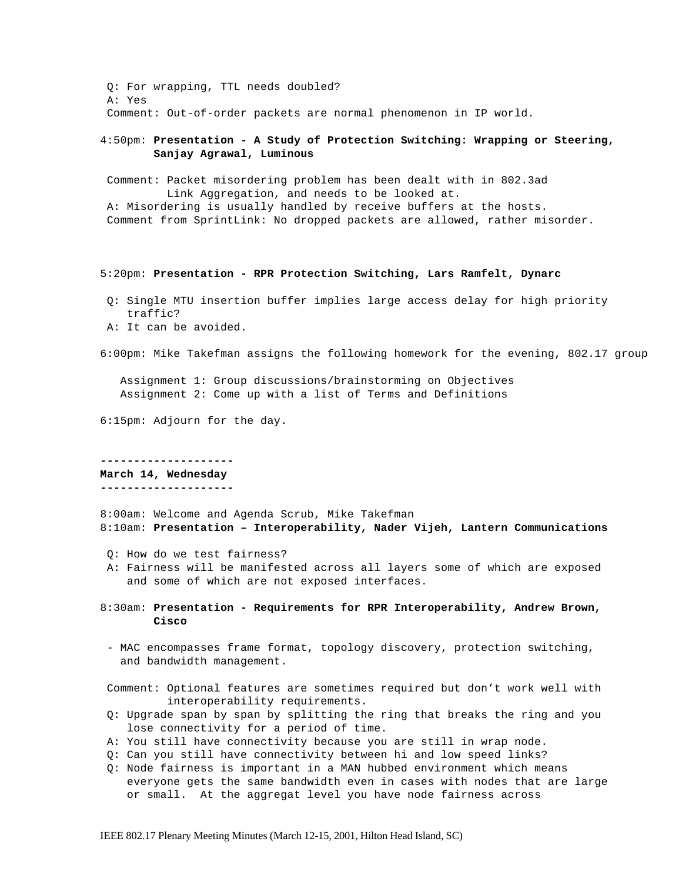Q: For wrapping, TTL needs doubled?
A: Yes
Comment: Out-of-order packets are normal phenomenon in IP world.

4:50pm: **Presentation - A Study of Protection Switching: Wrapping or Steering, Sanjay Agrawal, Luminous**

Comment: Packet misordering problem has been dealt with in 802.3ad Link Aggregation, and needs to be looked at.
A: Misordering is usually handled by receive buffers at the hosts.
Comment from SprintLink: No dropped packets are allowed, rather misorder.

5:20pm: **Presentation - RPR Protection Switching, Lars Ramfelt, Dynarc**

Q: Single MTU insertion buffer implies large access delay for high priority traffic?
A: It can be avoided.

6:00pm: Mike Takefman assigns the following homework for the evening, 802.17 group

Assignment 1: Group discussions/brainstorming on Objectives
Assignment 2: Come up with a list of Terms and Definitions

6:15pm: Adjourn for the day.

--------------------
**March 14, Wednesday**
--------------------

8:00am: Welcome and Agenda Scrub, Mike Takefman
8:10am: **Presentation – Interoperability, Nader Vijeh, Lantern Communications**

Q: How do we test fairness?
A: Fairness will be manifested across all layers some of which are exposed and some of which are not exposed interfaces.

8:30am: **Presentation - Requirements for RPR Interoperability, Andrew Brown, Cisco**

- MAC encompasses frame format, topology discovery, protection switching, and bandwidth management.

Comment: Optional features are sometimes required but don't work well with interoperability requirements.
Q: Upgrade span by span by splitting the ring that breaks the ring and you lose connectivity for a period of time.
A: You still have connectivity because you are still in wrap node.
Q: Can you still have connectivity between hi and low speed links?
Q: Node fairness is important in a MAN hubbed environment which means everyone gets the same bandwidth even in cases with nodes that are large or small. At the aggregat level you have node fairness across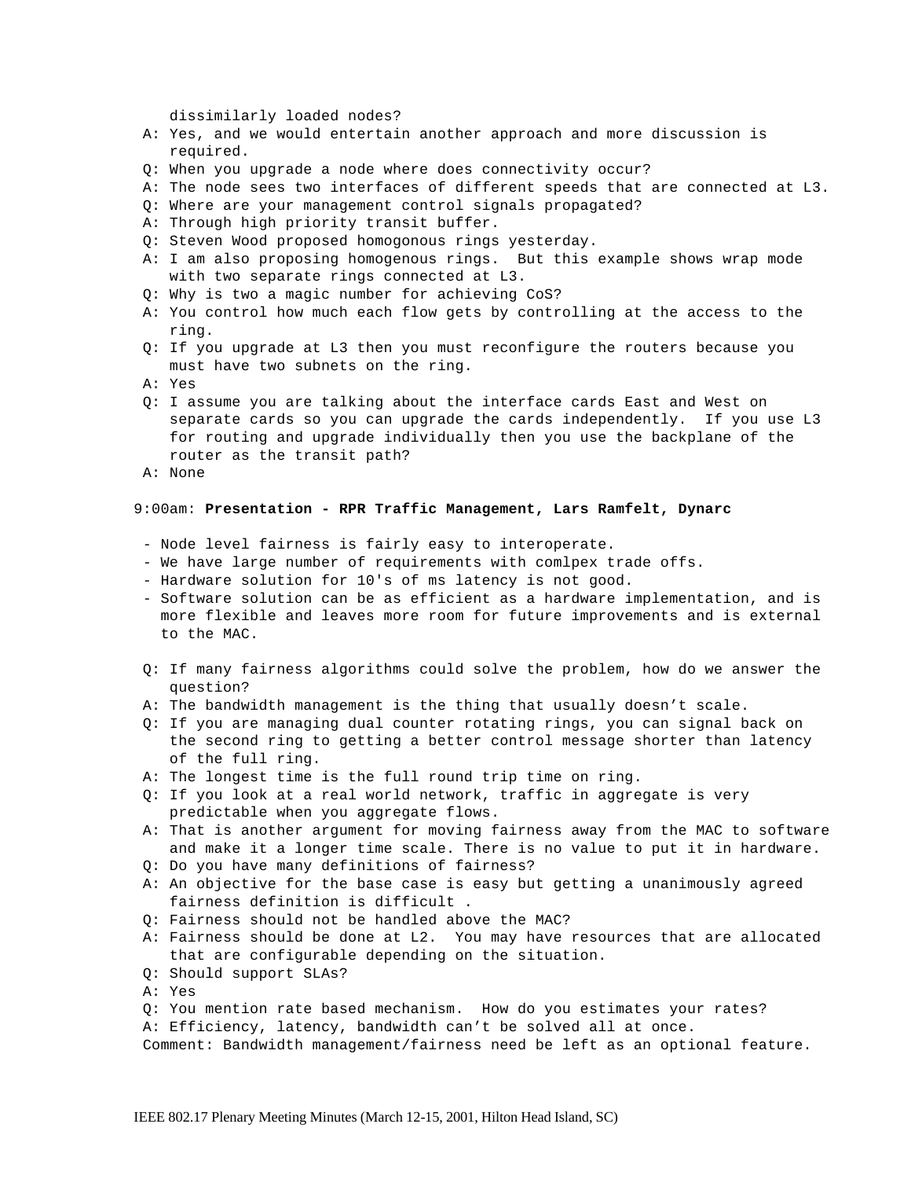dissimilarly loaded nodes?

A: Yes, and we would entertain another approach and more discussion is required.

Q: When you upgrade a node where does connectivity occur?

A: The node sees two interfaces of different speeds that are connected at L3.

Q: Where are your management control signals propagated?

A: Through high priority transit buffer.

Q: Steven Wood proposed homogonous rings yesterday.

A: I am also proposing homogenous rings. But this example shows wrap mode with two separate rings connected at L3.

Q: Why is two a magic number for achieving CoS?

A: You control how much each flow gets by controlling at the access to the ring.

Q: If you upgrade at L3 then you must reconfigure the routers because you must have two subnets on the ring.

A: Yes

Q: I assume you are talking about the interface cards East and West on separate cards so you can upgrade the cards independently. If you use L3 for routing and upgrade individually then you use the backplane of the router as the transit path?

A: None

9:00am: **Presentation - RPR Traffic Management, Lars Ramfelt, Dynarc**

- Node level fairness is fairly easy to interoperate.
- We have large number of requirements with comlpex trade offs.
- Hardware solution for 10's of ms latency is not good.
- Software solution can be as efficient as a hardware implementation, and is more flexible and leaves more room for future improvements and is external to the MAC.

Q: If many fairness algorithms could solve the problem, how do we answer the question?

A: The bandwidth management is the thing that usually doesn't scale.

Q: If you are managing dual counter rotating rings, you can signal back on the second ring to getting a better control message shorter than latency of the full ring.

A: The longest time is the full round trip time on ring.

Q: If you look at a real world network, traffic in aggregate is very predictable when you aggregate flows.

A: That is another argument for moving fairness away from the MAC to software and make it a longer time scale. There is no value to put it in hardware.

Q: Do you have many definitions of fairness?

A: An objective for the base case is easy but getting a unanimously agreed fairness definition is difficult .

Q: Fairness should not be handled above the MAC?

A: Fairness should be done at L2. You may have resources that are allocated that are configurable depending on the situation.

Q: Should support SLAs?

A: Yes

Q: You mention rate based mechanism. How do you estimates your rates?

A: Efficiency, latency, bandwidth can't be solved all at once.

Comment: Bandwidth management/fairness need be left as an optional feature.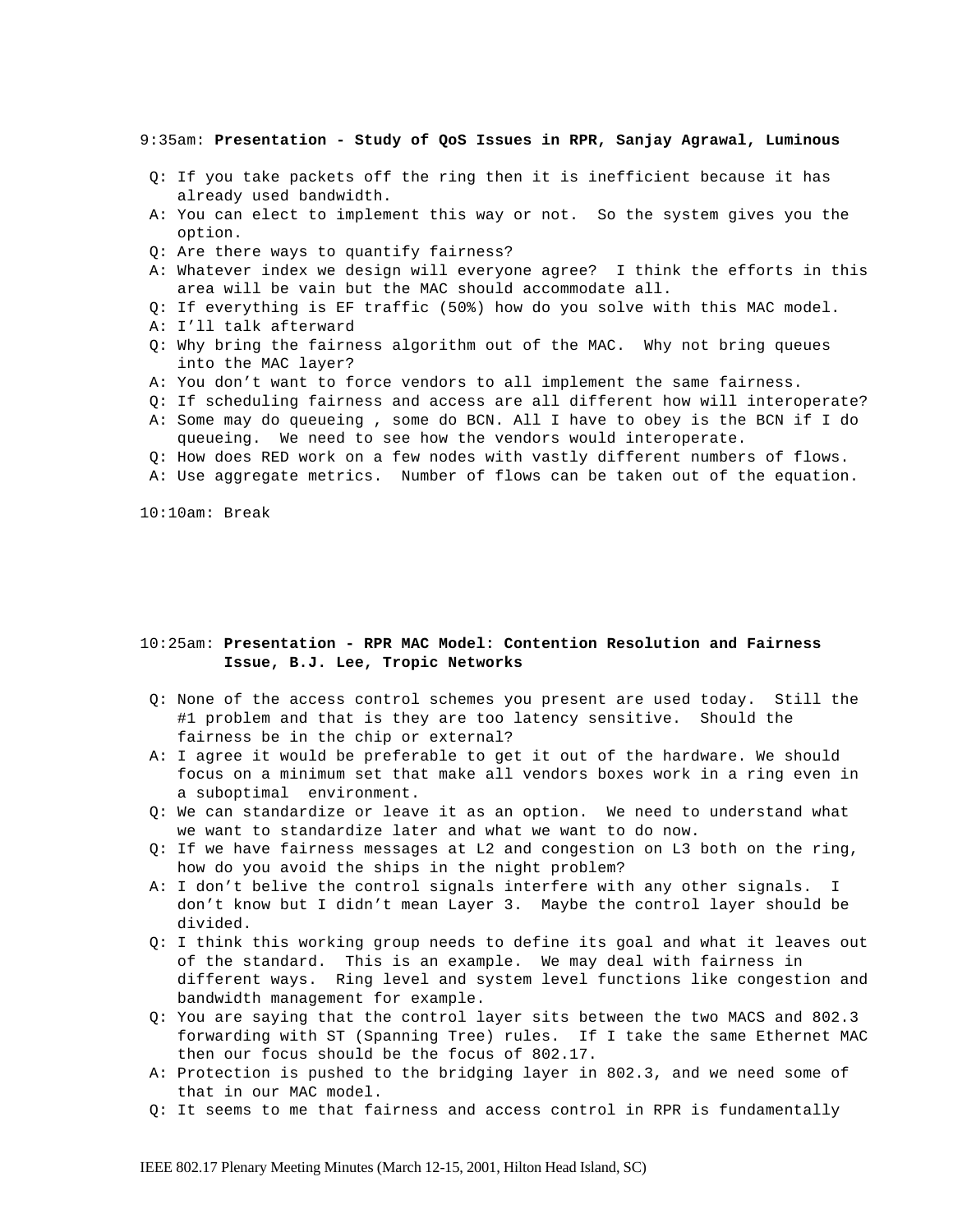9:35am: **Presentation - Study of QoS Issues in RPR, Sanjay Agrawal, Luminous**

- Q: If you take packets off the ring then it is inefficient because it has already used bandwidth.
- A: You can elect to implement this way or not. So the system gives you the option.
- Q: Are there ways to quantify fairness?
- A: Whatever index we design will everyone agree? I think the efforts in this area will be vain but the MAC should accommodate all.
- Q: If everything is EF traffic (50%) how do you solve with this MAC model.
- A: I'll talk afterward
- Q: Why bring the fairness algorithm out of the MAC. Why not bring queues into the MAC layer?
- A: You don't want to force vendors to all implement the same fairness.
- Q: If scheduling fairness and access are all different how will interoperate?
- A: Some may do queueing , some do BCN. All I have to obey is the BCN if I do queueing. We need to see how the vendors would interoperate.
- Q: How does RED work on a few nodes with vastly different numbers of flows.
- A: Use aggregate metrics. Number of flows can be taken out of the equation.

10:10am: Break

10:25am: **Presentation - RPR MAC Model: Contention Resolution and Fairness Issue, B.J. Lee, Tropic Networks**

- Q: None of the access control schemes you present are used today. Still the #1 problem and that is they are too latency sensitive. Should the fairness be in the chip or external?
- A: I agree it would be preferable to get it out of the hardware. We should focus on a minimum set that make all vendors boxes work in a ring even in a suboptimal environment.
- Q: We can standardize or leave it as an option. We need to understand what we want to standardize later and what we want to do now.
- Q: If we have fairness messages at L2 and congestion on L3 both on the ring, how do you avoid the ships in the night problem?
- A: I don't belive the control signals interfere with any other signals. I don't know but I didn't mean Layer 3. Maybe the control layer should be divided.
- Q: I think this working group needs to define its goal and what it leaves out of the standard. This is an example. We may deal with fairness in different ways. Ring level and system level functions like congestion and bandwidth management for example.
- Q: You are saying that the control layer sits between the two MACS and 802.3 forwarding with ST (Spanning Tree) rules. If I take the same Ethernet MAC then our focus should be the focus of 802.17.
- A: Protection is pushed to the bridging layer in 802.3, and we need some of that in our MAC model.
- Q: It seems to me that fairness and access control in RPR is fundamentally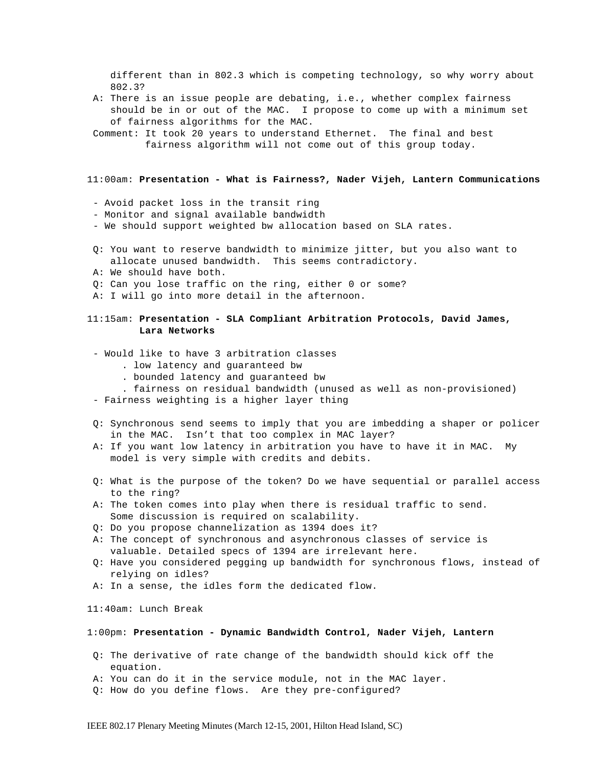different than in 802.3 which is competing technology, so why worry about 802.3?

A: There is an issue people are debating, i.e., whether complex fairness should be in or out of the MAC. I propose to come up with a minimum set of fairness algorithms for the MAC.

Comment: It took 20 years to understand Ethernet. The final and best fairness algorithm will not come out of this group today.

11:00am: **Presentation - What is Fairness?, Nader Vijeh, Lantern Communications**

- Avoid packet loss in the transit ring
- Monitor and signal available bandwidth
- We should support weighted bw allocation based on SLA rates.

Q: You want to reserve bandwidth to minimize jitter, but you also want to allocate unused bandwidth. This seems contradictory.

A: We should have both.

Q: Can you lose traffic on the ring, either 0 or some?

A: I will go into more detail in the afternoon.

11:15am: **Presentation - SLA Compliant Arbitration Protocols, David James, Lara Networks**

- Would like to have 3 arbitration classes
  - . low latency and guaranteed bw
  - . bounded latency and guaranteed bw
  - . fairness on residual bandwidth (unused as well as non-provisioned)
- Fairness weighting is a higher layer thing

Q: Synchronous send seems to imply that you are imbedding a shaper or policer in the MAC. Isn't that too complex in MAC layer?

A: If you want low latency in arbitration you have to have it in MAC. My model is very simple with credits and debits.

Q: What is the purpose of the token? Do we have sequential or parallel access to the ring?

A: The token comes into play when there is residual traffic to send. Some discussion is required on scalability.

Q: Do you propose channelization as 1394 does it?

A: The concept of synchronous and asynchronous classes of service is valuable. Detailed specs of 1394 are irrelevant here.

Q: Have you considered pegging up bandwidth for synchronous flows, instead of relying on idles?

A: In a sense, the idles form the dedicated flow.

11:40am: Lunch Break

1:00pm: **Presentation - Dynamic Bandwidth Control, Nader Vijeh, Lantern**

Q: The derivative of rate change of the bandwidth should kick off the equation.

A: You can do it in the service module, not in the MAC layer.

Q: How do you define flows. Are they pre-configured?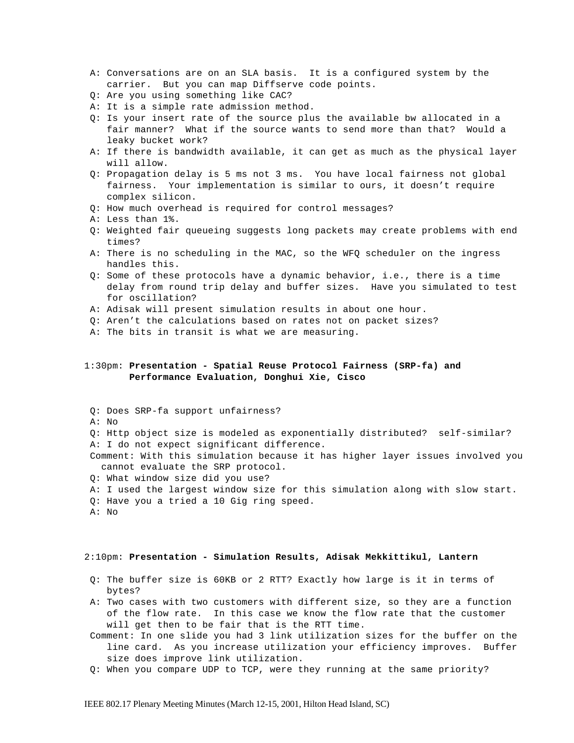A: Conversations are on an SLA basis. It is a configured system by the carrier. But you can map Diffserve code points.

Q: Are you using something like CAC?

A: It is a simple rate admission method.

Q: Is your insert rate of the source plus the available bw allocated in a fair manner? What if the source wants to send more than that? Would a leaky bucket work?

A: If there is bandwidth available, it can get as much as the physical layer will allow.

Q: Propagation delay is 5 ms not 3 ms. You have local fairness not global fairness. Your implementation is similar to ours, it doesn't require complex silicon.

Q: How much overhead is required for control messages?

A: Less than 1%.

Q: Weighted fair queueing suggests long packets may create problems with end times?

A: There is no scheduling in the MAC, so the WFQ scheduler on the ingress handles this.

Q: Some of these protocols have a dynamic behavior, i.e., there is a time delay from round trip delay and buffer sizes. Have you simulated to test for oscillation?

A: Adisak will present simulation results in about one hour.

Q: Aren't the calculations based on rates not on packet sizes?

A: The bits in transit is what we are measuring.

1:30pm: **Presentation - Spatial Reuse Protocol Fairness (SRP-fa) and Performance Evaluation, Donghui Xie, Cisco**

Q: Does SRP-fa support unfairness?

A: No

Q: Http object size is modeled as exponentially distributed? self-similar?

A: I do not expect significant difference.

Comment: With this simulation because it has higher layer issues involved you cannot evaluate the SRP protocol.

Q: What window size did you use?

A: I used the largest window size for this simulation along with slow start.

Q: Have you a tried a 10 Gig ring speed.

A: No

2:10pm: **Presentation - Simulation Results, Adisak Mekkittikul, Lantern**

Q: The buffer size is 60KB or 2 RTT? Exactly how large is it in terms of bytes?

A: Two cases with two customers with different size, so they are a function of the flow rate. In this case we know the flow rate that the customer will get then to be fair that is the RTT time.

Comment: In one slide you had 3 link utilization sizes for the buffer on the line card. As you increase utilization your efficiency improves. Buffer size does improve link utilization.

Q: When you compare UDP to TCP, were they running at the same priority?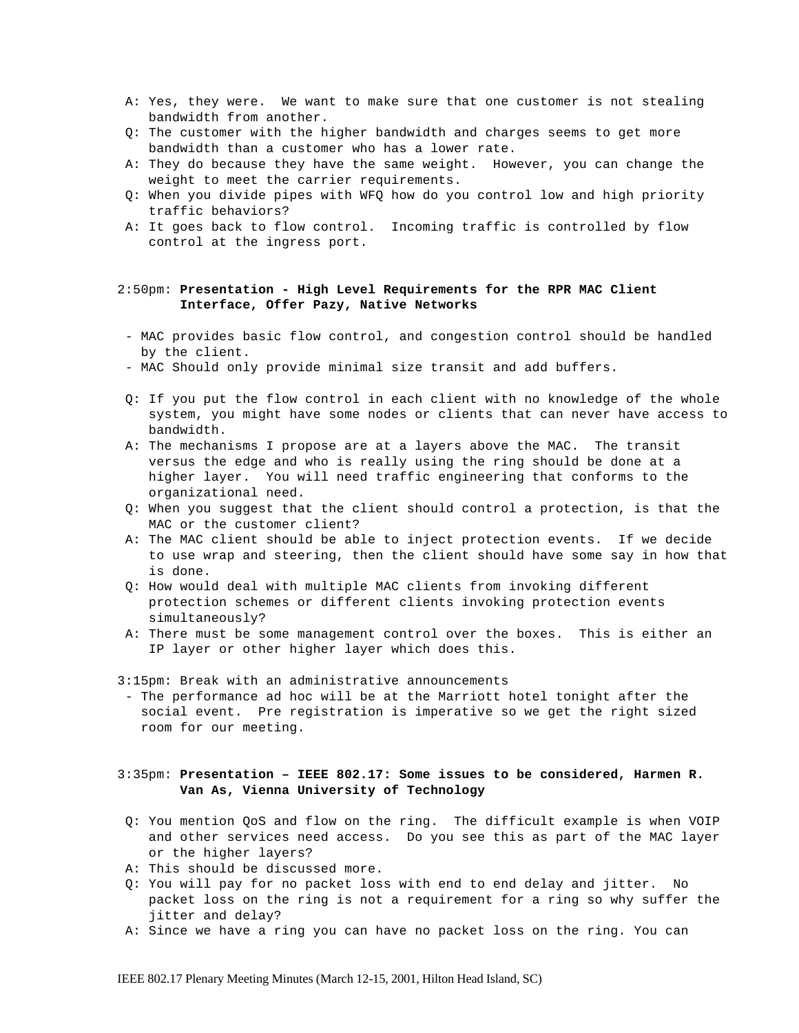A: Yes, they were. We want to make sure that one customer is not stealing bandwidth from another.

Q: The customer with the higher bandwidth and charges seems to get more bandwidth than a customer who has a lower rate.

A: They do because they have the same weight. However, you can change the weight to meet the carrier requirements.

Q: When you divide pipes with WFQ how do you control low and high priority traffic behaviors?

A: It goes back to flow control. Incoming traffic is controlled by flow control at the ingress port.

2:50pm: **Presentation - High Level Requirements for the RPR MAC Client Interface, Offer Pazy, Native Networks**

- MAC provides basic flow control, and congestion control should be handled by the client.
- MAC Should only provide minimal size transit and add buffers.

Q: If you put the flow control in each client with no knowledge of the whole system, you might have some nodes or clients that can never have access to bandwidth.

A: The mechanisms I propose are at a layers above the MAC. The transit versus the edge and who is really using the ring should be done at a higher layer. You will need traffic engineering that conforms to the organizational need.

Q: When you suggest that the client should control a protection, is that the MAC or the customer client?

A: The MAC client should be able to inject protection events. If we decide to use wrap and steering, then the client should have some say in how that is done.

Q: How would deal with multiple MAC clients from invoking different protection schemes or different clients invoking protection events simultaneously?

A: There must be some management control over the boxes. This is either an IP layer or other higher layer which does this.

3:15pm: Break with an administrative announcements

- The performance ad hoc will be at the Marriott hotel tonight after the social event. Pre registration is imperative so we get the right sized room for our meeting.

3:35pm: **Presentation – IEEE 802.17: Some issues to be considered, Harmen R. Van As, Vienna University of Technology**

Q: You mention QoS and flow on the ring. The difficult example is when VOIP and other services need access. Do you see this as part of the MAC layer or the higher layers?

A: This should be discussed more.

Q: You will pay for no packet loss with end to end delay and jitter. No packet loss on the ring is not a requirement for a ring so why suffer the jitter and delay?

A: Since we have a ring you can have no packet loss on the ring. You can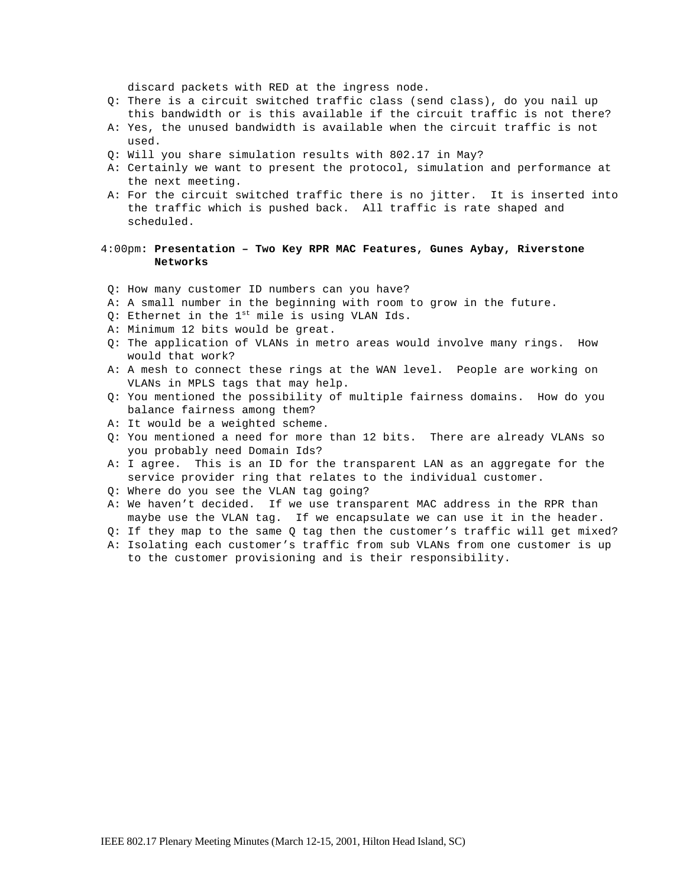discard packets with RED at the ingress node.

Q: There is a circuit switched traffic class (send class), do you nail up this bandwidth or is this available if the circuit traffic is not there?

A: Yes, the unused bandwidth is available when the circuit traffic is not used.

Q: Will you share simulation results with 802.17 in May?

A: Certainly we want to present the protocol, simulation and performance at the next meeting.

A: For the circuit switched traffic there is no jitter. It is inserted into the traffic which is pushed back. All traffic is rate shaped and scheduled.

4:00pm: **Presentation – Two Key RPR MAC Features, Gunes Aybay, Riverstone Networks**

Q: How many customer ID numbers can you have?

A: A small number in the beginning with room to grow in the future.

Q: Ethernet in the 1st mile is using VLAN Ids.

A: Minimum 12 bits would be great.

Q: The application of VLANs in metro areas would involve many rings. How would that work?

A: A mesh to connect these rings at the WAN level. People are working on VLANs in MPLS tags that may help.

Q: You mentioned the possibility of multiple fairness domains. How do you balance fairness among them?

A: It would be a weighted scheme.

Q: You mentioned a need for more than 12 bits. There are already VLANs so you probably need Domain Ids?

A: I agree. This is an ID for the transparent LAN as an aggregate for the service provider ring that relates to the individual customer.

Q: Where do you see the VLAN tag going?

A: We haven't decided. If we use transparent MAC address in the RPR than maybe use the VLAN tag. If we encapsulate we can use it in the header.

Q: If they map to the same Q tag then the customer's traffic will get mixed?

A: Isolating each customer's traffic from sub VLANs from one customer is up to the customer provisioning and is their responsibility.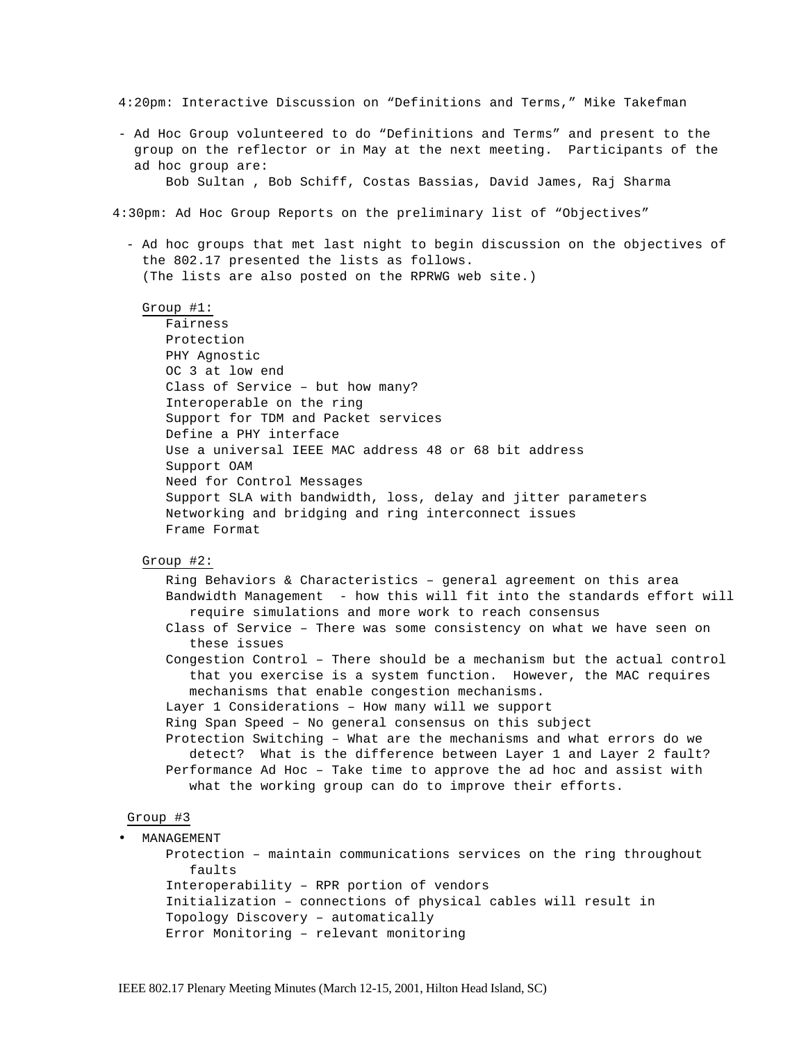4:20pm: Interactive Discussion on "Definitions and Terms," Mike Takefman

- Ad Hoc Group volunteered to do "Definitions and Terms" and present to the group on the reflector or in May at the next meeting. Participants of the ad hoc group are:
  Bob Sultan , Bob Schiff, Costas Bassias, David James, Raj Sharma

4:30pm: Ad Hoc Group Reports on the preliminary list of "Objectives"

- Ad hoc groups that met last night to begin discussion on the objectives of the 802.17 presented the lists as follows.
  (The lists are also posted on the RPRWG web site.)

Group #1:

- Fairness
- Protection
- PHY Agnostic
- OC 3 at low end
- Class of Service – but how many?
- Interoperable on the ring
- Support for TDM and Packet services
- Define a PHY interface
- Use a universal IEEE MAC address 48 or 68 bit address
- Support OAM
- Need for Control Messages
- Support SLA with bandwidth, loss, delay and jitter parameters
- Networking and bridging and ring interconnect issues
- Frame Format

Group #2:

- Ring Behaviors & Characteristics – general agreement on this area
- Bandwidth Management - how this will fit into the standards effort will require simulations and more work to reach consensus
- Class of Service – There was some consistency on what we have seen on these issues
- Congestion Control – There should be a mechanism but the actual control that you exercise is a system function. However, the MAC requires mechanisms that enable congestion mechanisms.
- Layer 1 Considerations – How many will we support
- Ring Span Speed – No general consensus on this subject
- Protection Switching – What are the mechanisms and what errors do we detect? What is the difference between Layer 1 and Layer 2 fault?
- Performance Ad Hoc – Take time to approve the ad hoc and assist with what the working group can do to improve their efforts.

Group #3

- MANAGEMENT
  - Protection – maintain communications services on the ring throughout faults
  - Interoperability – RPR portion of vendors
  - Initialization – connections of physical cables will result in
  - Topology Discovery – automatically
  - Error Monitoring – relevant monitoring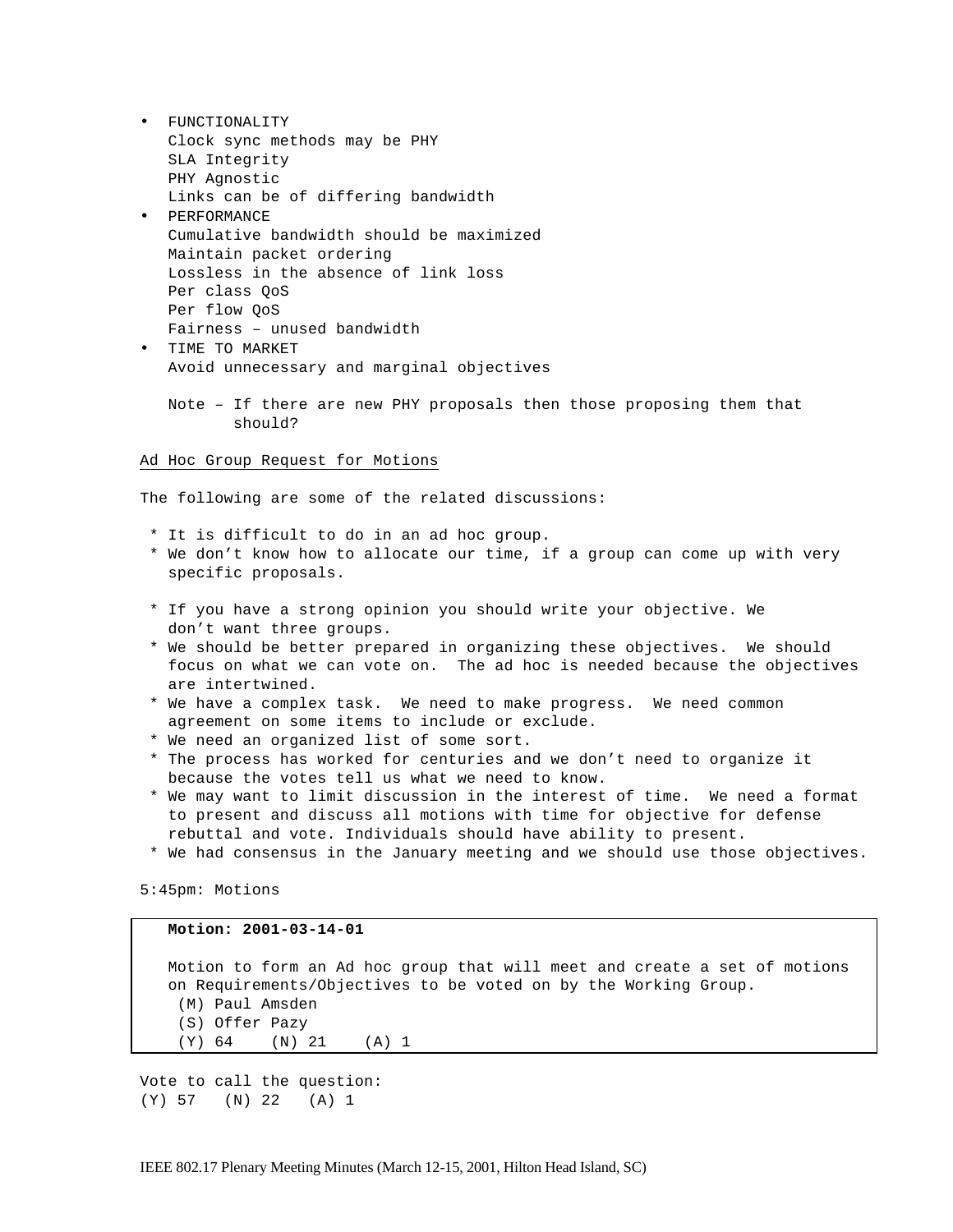- FUNCTIONALITY
  Clock sync methods may be PHY
  SLA Integrity
  PHY Agnostic
  Links can be of differing bandwidth
- PERFORMANCE
  Cumulative bandwidth should be maximized
  Maintain packet ordering
  Lossless in the absence of link loss
  Per class QoS
  Per flow QoS
  Fairness – unused bandwidth
- TIME TO MARKET
  Avoid unnecessary and marginal objectives

  Note – If there are new PHY proposals then those proposing them that should?

<u>Ad Hoc Group Request for Motions</u>

The following are some of the related discussions:

* It is difficult to do in an ad hoc group.
* We don't know how to allocate our time, if a group can come up with very specific proposals.

* If you have a strong opinion you should write your objective. We don't want three groups.
* We should be better prepared in organizing these objectives. We should focus on what we can vote on. The ad hoc is needed because the objectives are intertwined.
* We have a complex task. We need to make progress. We need common agreement on some items to include or exclude.
* We need an organized list of some sort.
* The process has worked for centuries and we don't need to organize it because the votes tell us what we need to know.
* We may want to limit discussion in the interest of time. We need a format to present and discuss all motions with time for objective for defense rebuttal and vote. Individuals should have ability to present.
* We had consensus in the January meeting and we should use those objectives.

5:45pm: Motions

**Motion: 2001-03-14-01**

Motion to form an Ad hoc group that will meet and create a set of motions on Requirements/Objectives to be voted on by the Working Group.
(M) Paul Amsden
(S) Offer Pazy
(Y) 64 (N) 21 (A) 1

Vote to call the question:
(Y) 57 (N) 22 (A) 1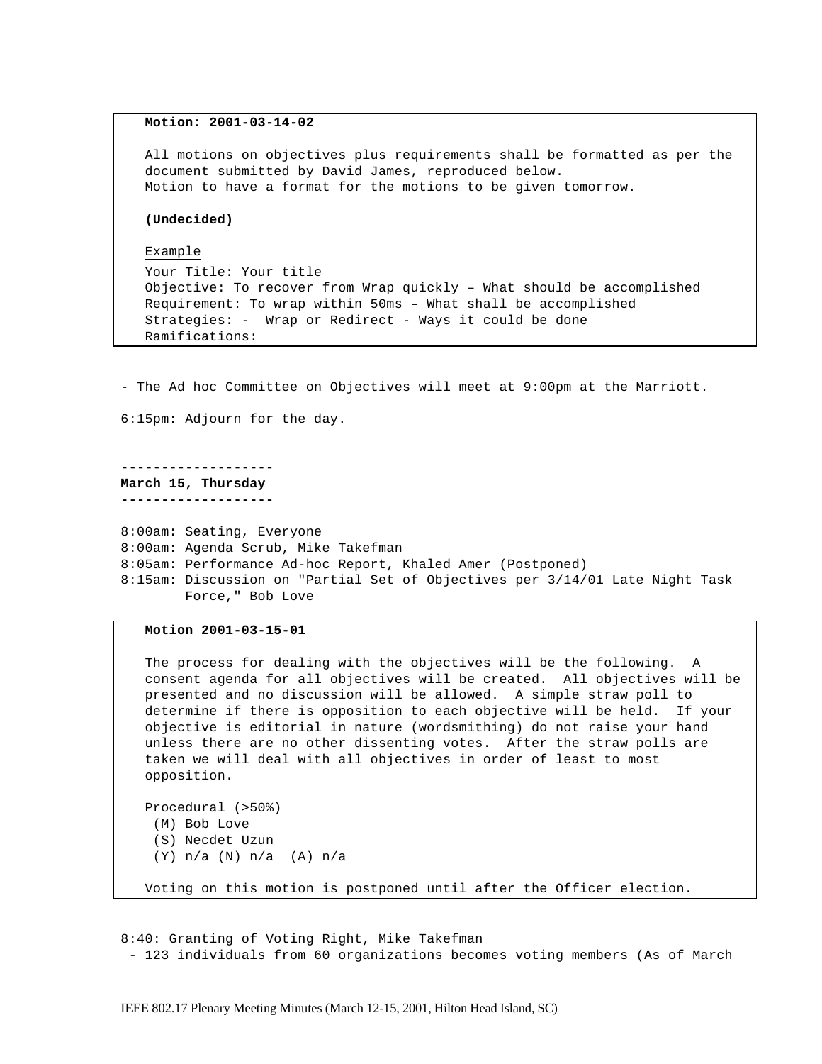**Motion: 2001-03-14-02**

All motions on objectives plus requirements shall be formatted as per the document submitted by David James, reproduced below.
Motion to have a format for the motions to be given tomorrow.

**(Undecided)**

Example
Your Title: Your title
Objective: To recover from Wrap quickly – What should be accomplished
Requirement: To wrap within 50ms – What shall be accomplished
Strategies: - Wrap or Redirect - Ways it could be done
Ramifications:

- The Ad hoc Committee on Objectives will meet at 9:00pm at the Marriott.

6:15pm: Adjourn for the day.

**-------------------**
**March 15, Thursday**
**-------------------**

8:00am: Seating, Everyone
8:00am: Agenda Scrub, Mike Takefman
8:05am: Performance Ad-hoc Report, Khaled Amer (Postponed)
8:15am: Discussion on "Partial Set of Objectives per 3/14/01 Late Night Task Force," Bob Love

**Motion 2001-03-15-01**

The process for dealing with the objectives will be the following. A consent agenda for all objectives will be created. All objectives will be presented and no discussion will be allowed. A simple straw poll to determine if there is opposition to each objective will be held. If your objective is editorial in nature (wordsmithing) do not raise your hand unless there are no other dissenting votes. After the straw polls are taken we will deal with all objectives in order of least to most opposition.

Procedural (>50%)
(M) Bob Love
(S) Necdet Uzun
(Y) n/a (N) n/a (A) n/a

Voting on this motion is postponed until after the Officer election.

8:40: Granting of Voting Right, Mike Takefman
- 123 individuals from 60 organizations becomes voting members (As of March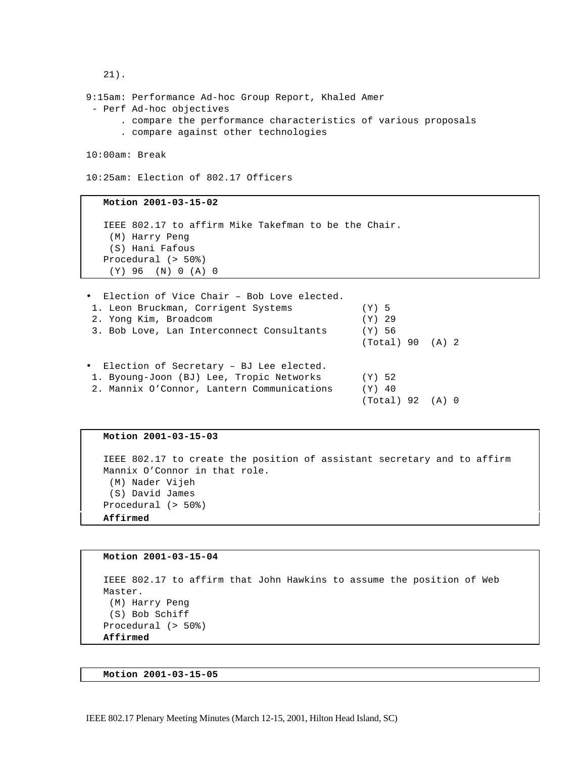21).

9:15am: Performance Ad-hoc Group Report, Khaled Amer

- Perf Ad-hoc objectives
  - . compare the performance characteristics of various proposals
  - . compare against other technologies

10:00am: Break

10:25am: Election of 802.17 Officers

> **Motion 2001-03-15-02**
>
> IEEE 802.17 to affirm Mike Takefman to be the Chair.
> (M) Harry Peng
> (S) Hani Fafous
> Procedural (> 50%)
> (Y) 96 (N) 0 (A) 0

- Election of Vice Chair – Bob Love elected.

| | |
|---|---|
| 1. Leon Bruckman, Corrigent Systems | (Y) 5 |
| 2. Yong Kim, Broadcom | (Y) 29 |
| 3. Bob Love, Lan Interconnect Consultants | (Y) 56 |
| | (Total) 90 (A) 2 |

- Election of Secretary – BJ Lee elected.

| | |
|---|---|
| 1. Byoung-Joon (BJ) Lee, Tropic Networks | (Y) 52 |
| 2. Mannix O’Connor, Lantern Communications | (Y) 40 |
| | (Total) 92 (A) 0 |

> **Motion 2001-03-15-03**
>
> IEEE 802.17 to create the position of assistant secretary and to affirm Mannix O’Connor in that role.
> (M) Nader Vijeh
> (S) David James
> Procedural (> 50%)
> **Affirmed**

> **Motion 2001-03-15-04**
>
> IEEE 802.17 to affirm that John Hawkins to assume the position of Web Master.
> (M) Harry Peng
> (S) Bob Schiff
> Procedural (> 50%)
> **Affirmed**

> **Motion 2001-03-15-05**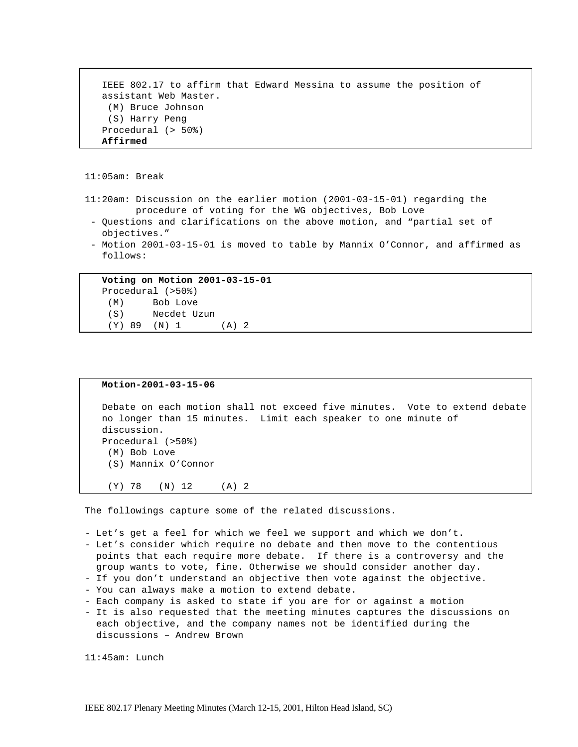IEEE 802.17 to affirm that Edward Messina to assume the position of assistant Web Master.
(M) Bruce Johnson
(S) Harry Peng
Procedural (> 50%)
**Affirmed**

11:05am: Break

11:20am: Discussion on the earlier motion (2001-03-15-01) regarding the procedure of voting for the WG objectives, Bob Love

- Questions and clarifications on the above motion, and "partial set of objectives."
- Motion 2001-03-15-01 is moved to table by Mannix O'Connor, and affirmed as follows:

**Voting on Motion 2001-03-15-01**
Procedural (>50%)
(M) Bob Love
(S) Necdet Uzun
(Y) 89 (N) 1 (A) 2

**Motion-2001-03-15-06**

Debate on each motion shall not exceed five minutes. Vote to extend debate no longer than 15 minutes. Limit each speaker to one minute of discussion.
Procedural (>50%)
(M) Bob Love
(S) Mannix O'Connor

(Y) 78 (N) 12 (A) 2

The followings capture some of the related discussions.

- Let's get a feel for which we feel we support and which we don't.
- Let's consider which require no debate and then move to the contentious points that each require more debate. If there is a controversy and the group wants to vote, fine. Otherwise we should consider another day.
- If you don't understand an objective then vote against the objective.
- You can always make a motion to extend debate.
- Each company is asked to state if you are for or against a motion
- It is also requested that the meeting minutes captures the discussions on each objective, and the company names not be identified during the discussions – Andrew Brown

11:45am: Lunch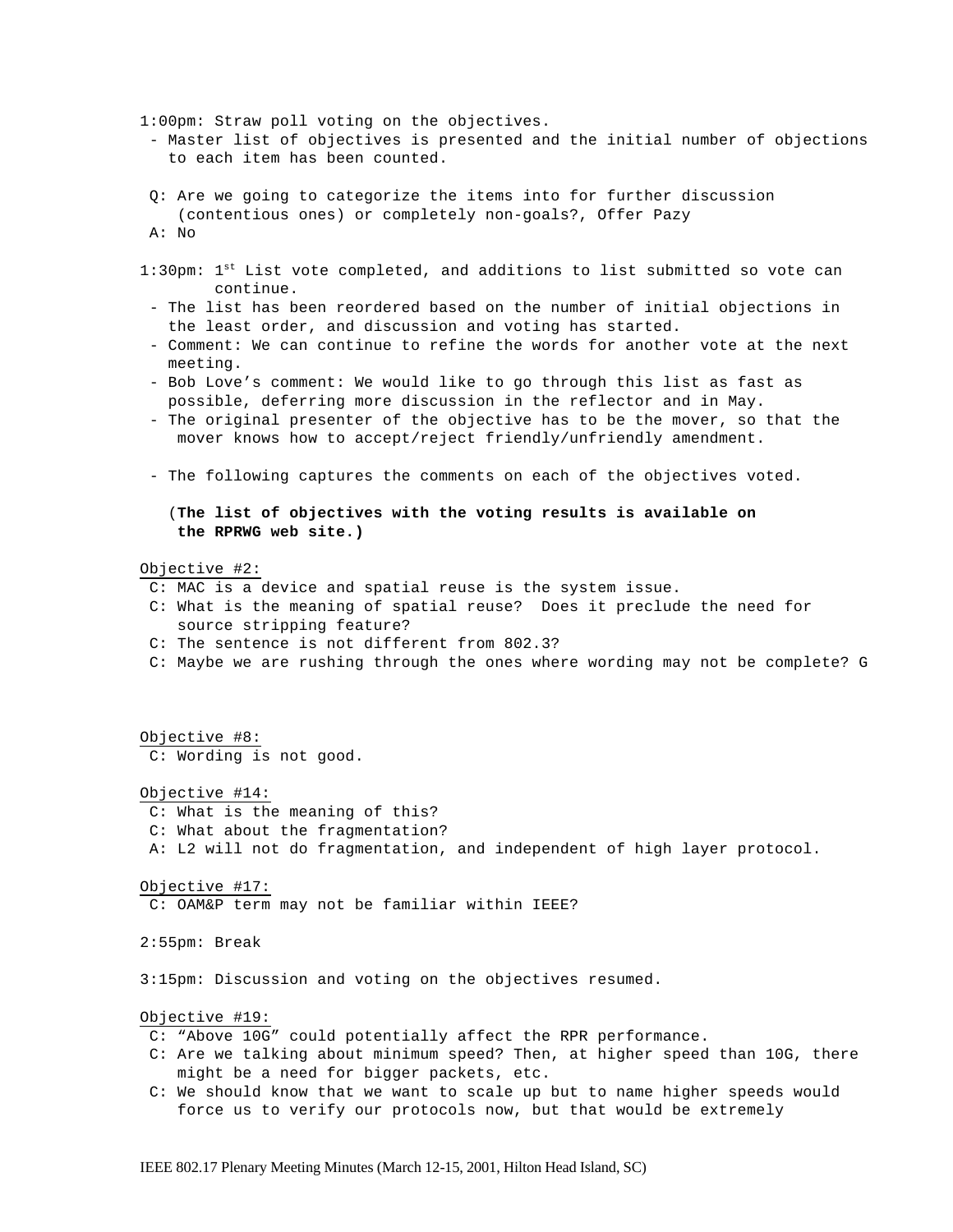1:00pm: Straw poll voting on the objectives.

- Master list of objectives is presented and the initial number of objections to each item has been counted.

Q: Are we going to categorize the items into for further discussion (contentious ones) or completely non-goals?, Offer Pazy
A: No

1:30pm: 1st List vote completed, and additions to list submitted so vote can continue.

- The list has been reordered based on the number of initial objections in the least order, and discussion and voting has started.
- Comment: We can continue to refine the words for another vote at the next meeting.
- Bob Love's comment: We would like to go through this list as fast as possible, deferring more discussion in the reflector and in May.
- The original presenter of the objective has to be the mover, so that the mover knows how to accept/reject friendly/unfriendly amendment.

- The following captures the comments on each of the objectives voted.

(**The list of objectives with the voting results is available on the RPRWG web site.)**

Objective #2:

C: MAC is a device and spatial reuse is the system issue.
C: What is the meaning of spatial reuse? Does it preclude the need for source stripping feature?
C: The sentence is not different from 802.3?
C: Maybe we are rushing through the ones where wording may not be complete? G

Objective #8:

C: Wording is not good.

Objective #14:

C: What is the meaning of this?
C: What about the fragmentation?
A: L2 will not do fragmentation, and independent of high layer protocol.

Objective #17:

C: OAM&P term may not be familiar within IEEE?

2:55pm: Break

3:15pm: Discussion and voting on the objectives resumed.

Objective #19:

C: "Above 10G" could potentially affect the RPR performance.
C: Are we talking about minimum speed? Then, at higher speed than 10G, there might be a need for bigger packets, etc.
C: We should know that we want to scale up but to name higher speeds would force us to verify our protocols now, but that would be extremely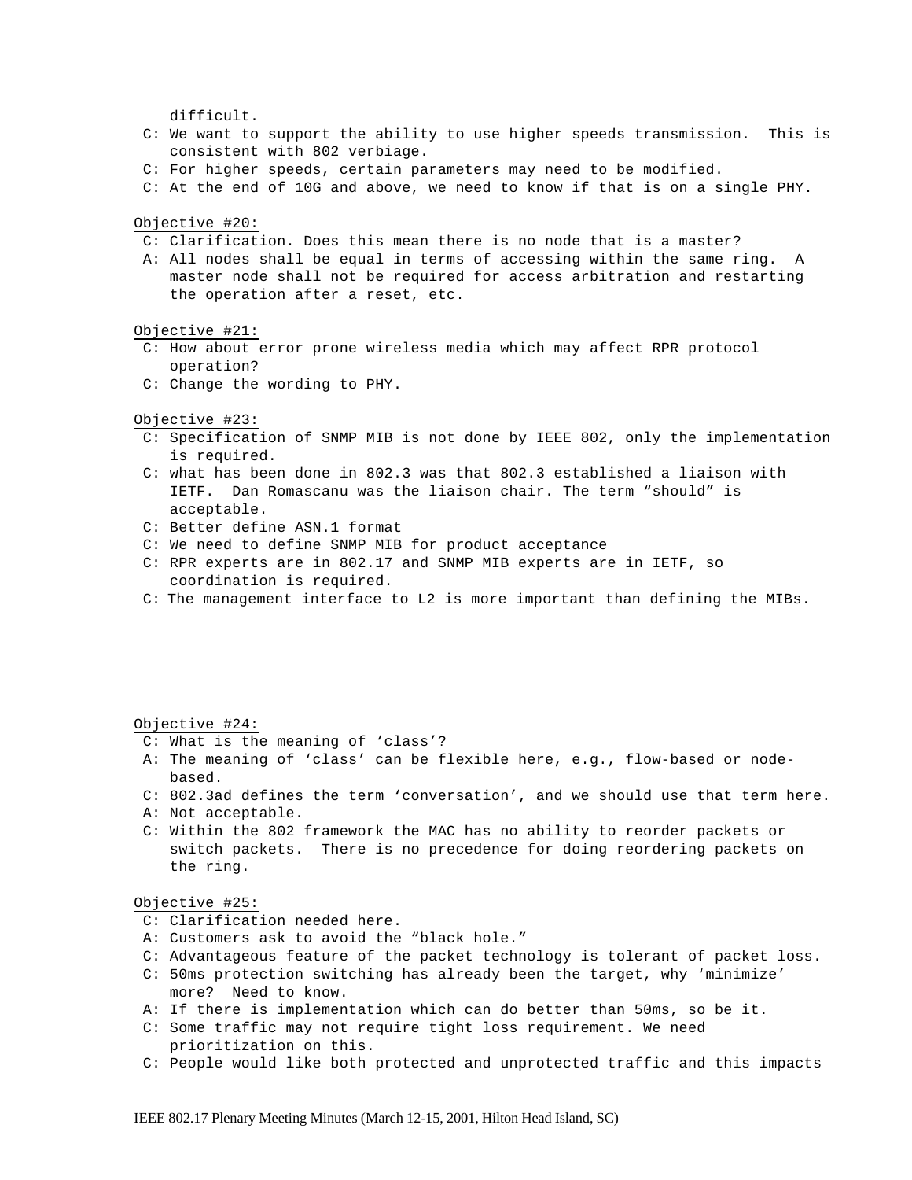difficult.

- C: We want to support the ability to use higher speeds transmission. This is consistent with 802 verbiage.
- C: For higher speeds, certain parameters may need to be modified.
- C: At the end of 10G and above, we need to know if that is on a single PHY.

Objective #20:

- C: Clarification. Does this mean there is no node that is a master?
- A: All nodes shall be equal in terms of accessing within the same ring. A master node shall not be required for access arbitration and restarting the operation after a reset, etc.

Objective #21:

- C: How about error prone wireless media which may affect RPR protocol operation?
- C: Change the wording to PHY.

Objective #23:

- C: Specification of SNMP MIB is not done by IEEE 802, only the implementation is required.
- C: what has been done in 802.3 was that 802.3 established a liaison with IETF. Dan Romascanu was the liaison chair. The term "should" is acceptable.
- C: Better define ASN.1 format
- C: We need to define SNMP MIB for product acceptance
- C: RPR experts are in 802.17 and SNMP MIB experts are in IETF, so coordination is required.
- C: The management interface to L2 is more important than defining the MIBs.

Objective #24:

- C: What is the meaning of 'class'?
- A: The meaning of 'class' can be flexible here, e.g., flow-based or node-based.
- C: 802.3ad defines the term 'conversation', and we should use that term here.
- A: Not acceptable.
- C: Within the 802 framework the MAC has no ability to reorder packets or switch packets. There is no precedence for doing reordering packets on the ring.

Objective #25:

- C: Clarification needed here.
- A: Customers ask to avoid the "black hole."
- C: Advantageous feature of the packet technology is tolerant of packet loss.
- C: 50ms protection switching has already been the target, why 'minimize' more? Need to know.
- A: If there is implementation which can do better than 50ms, so be it.
- C: Some traffic may not require tight loss requirement. We need prioritization on this.
- C: People would like both protected and unprotected traffic and this impacts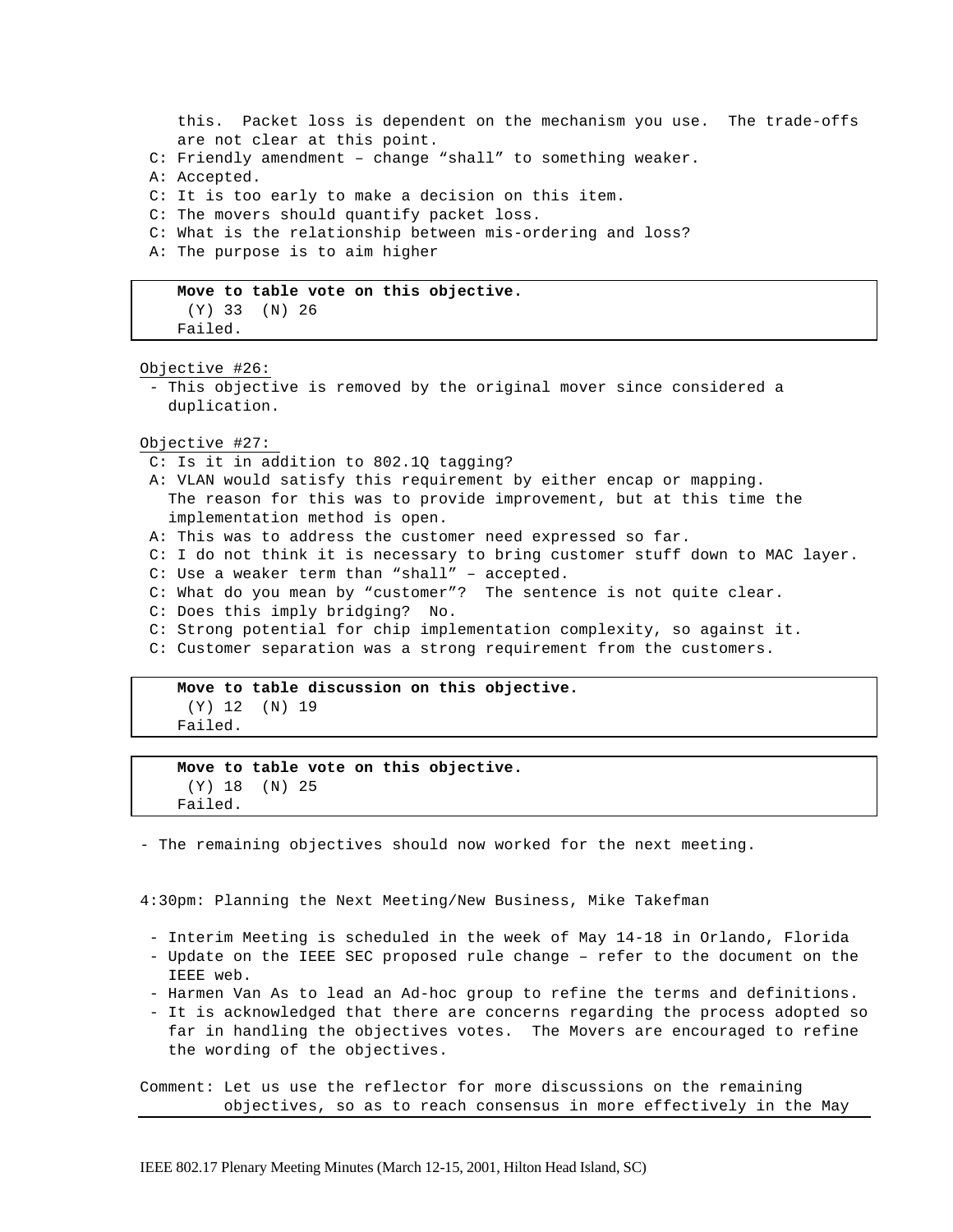this. Packet loss is dependent on the mechanism you use. The trade-offs are not clear at this point.

C: Friendly amendment – change "shall" to something weaker.
A: Accepted.
C: It is too early to make a decision on this item.
C: The movers should quantify packet loss.
C: What is the relationship between mis-ordering and loss?
A: The purpose is to aim higher

> **Move to table vote on this objective.**
> (Y) 33 (N) 26
> Failed.

Objective #26:

- This objective is removed by the original mover since considered a duplication.

Objective #27:

C: Is it in addition to 802.1Q tagging?
A: VLAN would satisfy this requirement by either encap or mapping. The reason for this was to provide improvement, but at this time the implementation method is open.
A: This was to address the customer need expressed so far.
C: I do not think it is necessary to bring customer stuff down to MAC layer.
C: Use a weaker term than "shall" – accepted.
C: What do you mean by "customer"? The sentence is not quite clear.
C: Does this imply bridging? No.
C: Strong potential for chip implementation complexity, so against it.
C: Customer separation was a strong requirement from the customers.

> **Move to table discussion on this objective.**
> (Y) 12 (N) 19
> Failed.

> **Move to table vote on this objective.**
> (Y) 18 (N) 25
> Failed.

- The remaining objectives should now worked for the next meeting.

4:30pm: Planning the Next Meeting/New Business, Mike Takefman

- Interim Meeting is scheduled in the week of May 14-18 in Orlando, Florida
- Update on the IEEE SEC proposed rule change – refer to the document on the IEEE web.
- Harmen Van As to lead an Ad-hoc group to refine the terms and definitions.
- It is acknowledged that there are concerns regarding the process adopted so far in handling the objectives votes. The Movers are encouraged to refine the wording of the objectives.

Comment: Let us use the reflector for more discussions on the remaining objectives, so as to reach consensus in more effectively in the May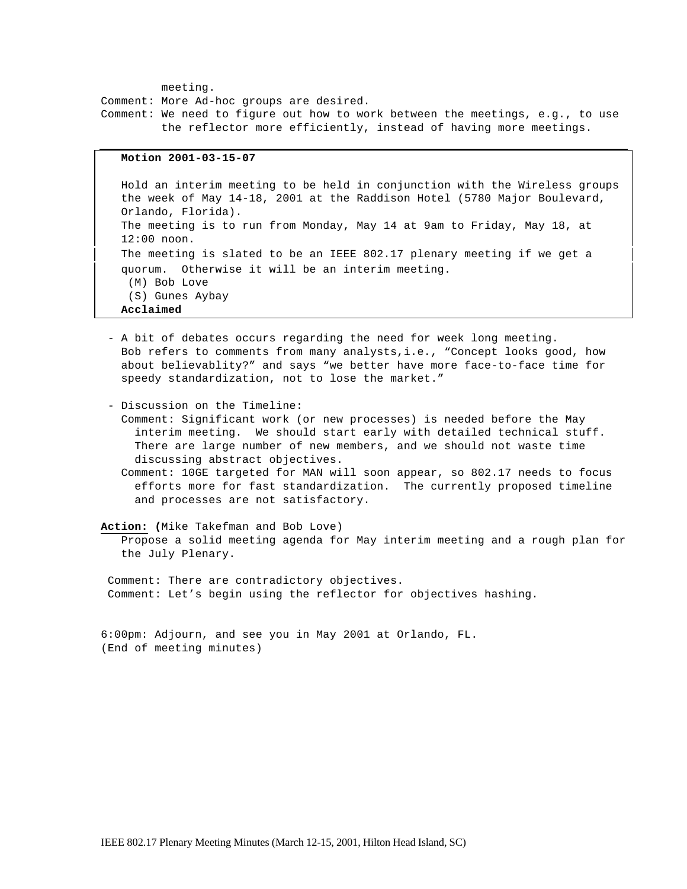meeting.

Comment: More Ad-hoc groups are desired.

Comment: We need to figure out how to work between the meetings, e.g., to use the reflector more efficiently, instead of having more meetings.

**Motion 2001-03-15-07**

Hold an interim meeting to be held in conjunction with the Wireless groups the week of May 14-18, 2001 at the Raddison Hotel (5780 Major Boulevard, Orlando, Florida).
The meeting is to run from Monday, May 14 at 9am to Friday, May 18, at 12:00 noon.
The meeting is slated to be an IEEE 802.17 plenary meeting if we get a quorum. Otherwise it will be an interim meeting.
(M) Bob Love
(S) Gunes Aybay
**Acclaimed**

- A bit of debates occurs regarding the need for week long meeting. Bob refers to comments from many analysts,i.e., “Concept looks good, how about believablity?” and says “we better have more face-to-face time for speedy standardization, not to lose the market.”

- Discussion on the Timeline:
  Comment: Significant work (or new processes) is needed before the May interim meeting. We should start early with detailed technical stuff. There are large number of new members, and we should not waste time discussing abstract objectives.
  Comment: 10GE targeted for MAN will soon appear, so 802.17 needs to focus efforts more for fast standardization. The currently proposed timeline and processes are not satisfactory.

**Action: (**Mike Takefman and Bob Love)
Propose a solid meeting agenda for May interim meeting and a rough plan for the July Plenary.

Comment: There are contradictory objectives.
Comment: Let’s begin using the reflector for objectives hashing.

6:00pm: Adjourn, and see you in May 2001 at Orlando, FL.
(End of meeting minutes)